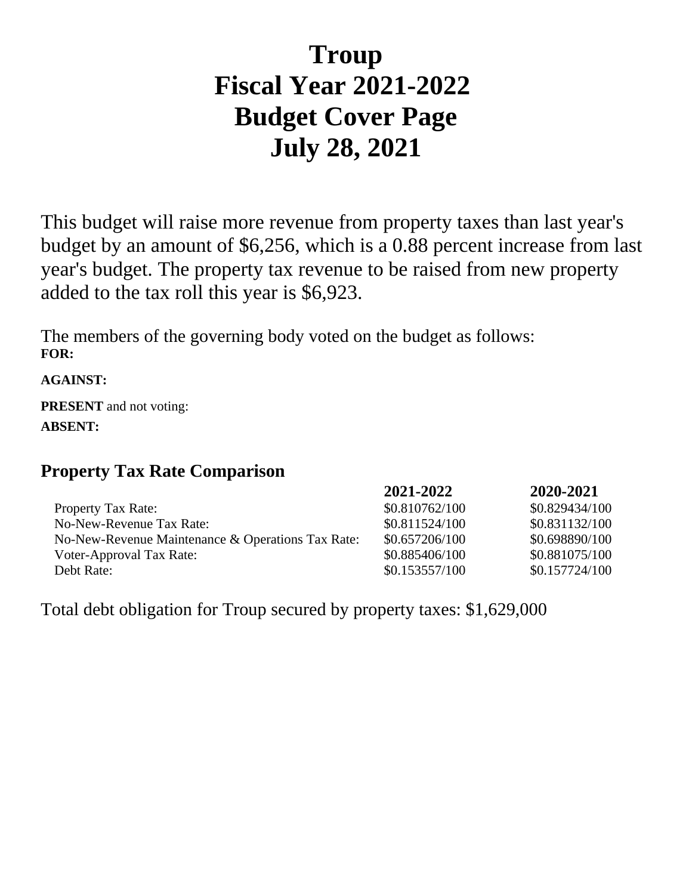# Troup
# Fiscal Year 2021-2022
# Budget Cover Page
# July 28, 2021

This budget will raise more revenue from property taxes than last year's budget by an amount of $6,256, which is a 0.88 percent increase from last year's budget. The property tax revenue to be raised from new property added to the tax roll this year is $6,923.

The members of the governing body voted on the budget as follows:

**FOR:**

**AGAINST:**

**PRESENT** and not voting:

**ABSENT:**

## Property Tax Rate Comparison

| | 2021-2022 | 2020-2021 |
|---|---|---|
| Property Tax Rate: | $0.810762/100 | $0.829434/100 |
| No-New-Revenue Tax Rate: | $0.811524/100 | $0.831132/100 |
| No-New-Revenue Maintenance & Operations Tax Rate: | $0.657206/100 | $0.698890/100 |
| Voter-Approval Tax Rate: | $0.885406/100 | $0.881075/100 |
| Debt Rate: | $0.153557/100 | $0.157724/100 |

Total debt obligation for Troup secured by property taxes: $1,629,000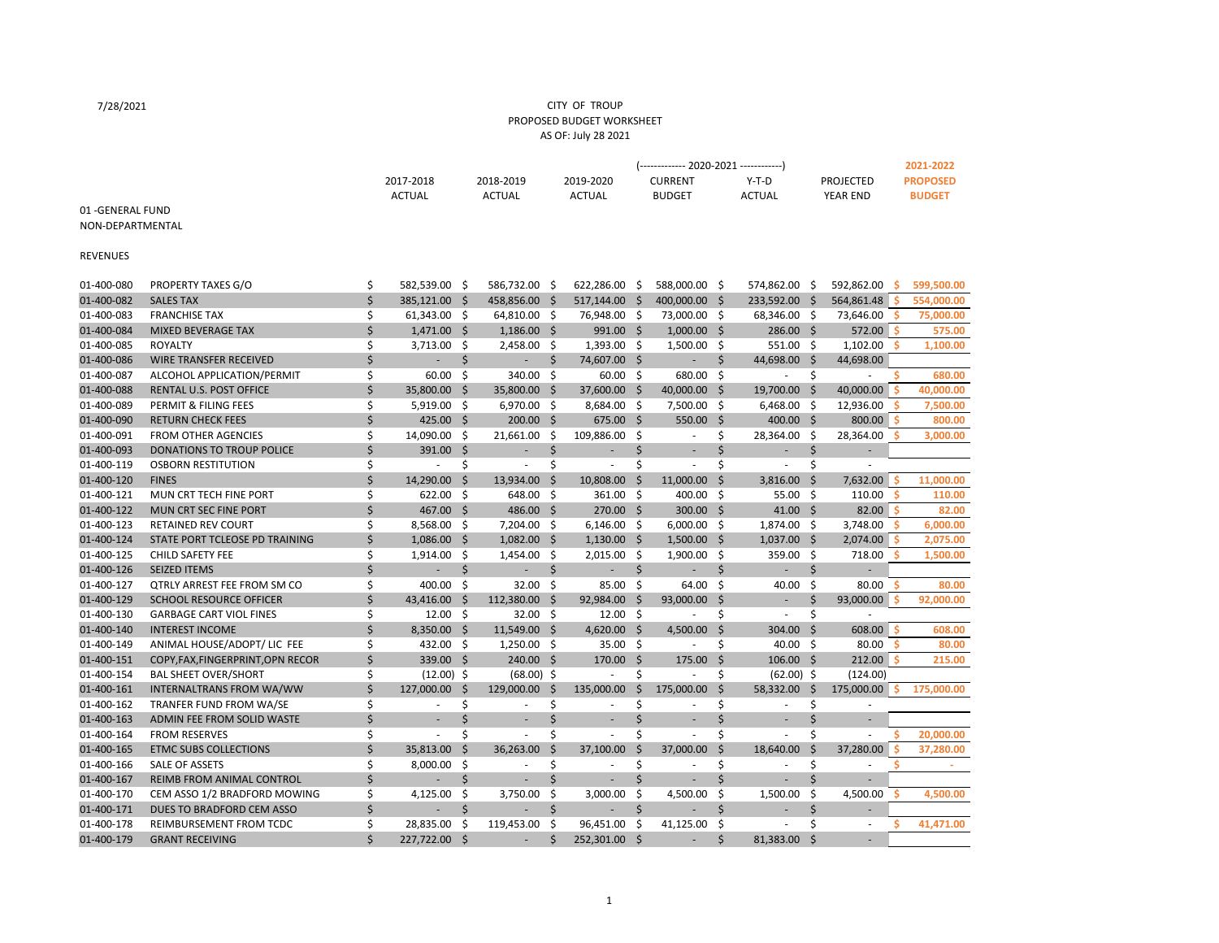7/28/2021

CITY OF TROUP
PROPOSED BUDGET WORKSHEET
AS OF: July 28 2021

01 -GENERAL FUND
NON-DEPARTMENTAL

REVENUES

| | | 2017-2018 ACTUAL | 2018-2019 ACTUAL | 2019-2020 ACTUAL | (------------- 2020-2021 ------------) CURRENT BUDGET | Y-T-D ACTUAL | PROJECTED YEAR END | 2021-2022 PROPOSED BUDGET |
|---|---|---|---|---|---|---|---|---|
| 01-400-080 | PROPERTY TAXES G/O | $ 582,539.00 | $ 586,732.00 | $ 622,286.00 | $ 588,000.00 | $ 574,862.00 | $ 592,862.00 | $ 599,500.00 |
| 01-400-082 | SALES TAX | $ 385,121.00 | $ 458,856.00 | $ 517,144.00 | $ 400,000.00 | $ 233,592.00 | $ 564,861.48 | $ 554,000.00 |
| 01-400-083 | FRANCHISE TAX | $ 61,343.00 | $ 64,810.00 | $ 76,948.00 | $ 73,000.00 | $ 68,346.00 | $ 73,646.00 | $ 75,000.00 |
| 01-400-084 | MIXED BEVERAGE TAX | $ 1,471.00 | $ 1,186.00 | $ 991.00 | $ 1,000.00 | $ 286.00 | $ 572.00 | $ 575.00 |
| 01-400-085 | ROYALTY | $ 3,713.00 | $ 2,458.00 | $ 1,393.00 | $ 1,500.00 | $ 551.00 | $ 1,102.00 | $ 1,100.00 |
| 01-400-086 | WIRE TRANSFER RECEIVED | $ - | $ - | $ 74,607.00 | $ - | $ 44,698.00 | $ 44,698.00 | |
| 01-400-087 | ALCOHOL APPLICATION/PERMIT | $ 60.00 | $ 340.00 | $ 60.00 | $ 680.00 | $ - | $ - | $ 680.00 |
| 01-400-088 | RENTAL U.S. POST OFFICE | $ 35,800.00 | $ 35,800.00 | $ 37,600.00 | $ 40,000.00 | $ 19,700.00 | $ 40,000.00 | $ 40,000.00 |
| 01-400-089 | PERMIT & FILING FEES | $ 5,919.00 | $ 6,970.00 | $ 8,684.00 | $ 7,500.00 | $ 6,468.00 | $ 12,936.00 | $ 7,500.00 |
| 01-400-090 | RETURN CHECK FEES | $ 425.00 | $ 200.00 | $ 675.00 | $ 550.00 | $ 400.00 | $ 800.00 | $ 800.00 |
| 01-400-091 | FROM OTHER AGENCIES | $ 14,090.00 | $ 21,661.00 | $ 109,886.00 | $ - | $ 28,364.00 | $ 28,364.00 | $ 3,000.00 |
| 01-400-093 | DONATIONS TO TROUP POLICE | $ 391.00 | $ - | $ - | $ - | $ - | $ - | |
| 01-400-119 | OSBORN RESTITUTION | $ - | $ - | $ - | $ - | $ - | $ - | |
| 01-400-120 | FINES | $ 14,290.00 | $ 13,934.00 | $ 10,808.00 | $ 11,000.00 | $ 3,816.00 | $ 7,632.00 | $ 11,000.00 |
| 01-400-121 | MUN CRT TECH FINE PORT | $ 622.00 | $ 648.00 | $ 361.00 | $ 400.00 | $ 55.00 | $ 110.00 | $ 110.00 |
| 01-400-122 | MUN CRT SEC FINE PORT | $ 467.00 | $ 486.00 | $ 270.00 | $ 300.00 | $ 41.00 | $ 82.00 | $ 82.00 |
| 01-400-123 | RETAINED REV COURT | $ 8,568.00 | $ 7,204.00 | $ 6,146.00 | $ 6,000.00 | $ 1,874.00 | $ 3,748.00 | $ 6,000.00 |
| 01-400-124 | STATE PORT TCLEOSE PD TRAINING | $ 1,086.00 | $ 1,082.00 | $ 1,130.00 | $ 1,500.00 | $ 1,037.00 | $ 2,074.00 | $ 2,075.00 |
| 01-400-125 | CHILD SAFETY FEE | $ 1,914.00 | $ 1,454.00 | $ 2,015.00 | $ 1,900.00 | $ 359.00 | $ 718.00 | $ 1,500.00 |
| 01-400-126 | SEIZED ITEMS | $ - | $ - | $ - | $ - | $ - | $ - | |
| 01-400-127 | QTRLY ARREST FEE FROM SM CO | $ 400.00 | $ 32.00 | $ 85.00 | $ 64.00 | $ 40.00 | $ 80.00 | $ 80.00 |
| 01-400-129 | SCHOOL RESOURCE OFFICER | $ 43,416.00 | $ 112,380.00 | $ 92,984.00 | $ 93,000.00 | $ - | $ 93,000.00 | $ 92,000.00 |
| 01-400-130 | GARBAGE CART VIOL FINES | $ 12.00 | $ 32.00 | $ 12.00 | $ - | $ - | $ - | |
| 01-400-140 | INTEREST INCOME | $ 8,350.00 | $ 11,549.00 | $ 4,620.00 | $ 4,500.00 | $ 304.00 | $ 608.00 | $ 608.00 |
| 01-400-149 | ANIMAL HOUSE/ADOPT/ LIC FEE | $ 432.00 | $ 1,250.00 | $ 35.00 | $ - | $ 40.00 | $ 80.00 | $ 80.00 |
| 01-400-151 | COPY,FAX,FINGERPRINT,OPN RECOR | $ 339.00 | $ 240.00 | $ 170.00 | $ 175.00 | $ 106.00 | $ 212.00 | $ 215.00 |
| 01-400-154 | BAL SHEET OVER/SHORT | $ (12.00) | $ (68.00) | $ - | $ - | $ (62.00) | $ (124.00) | |
| 01-400-161 | INTERNALTRANS FROM WA/WW | $ 127,000.00 | $ 129,000.00 | $ 135,000.00 | $ 175,000.00 | $ 58,332.00 | $ 175,000.00 | $ 175,000.00 |
| 01-400-162 | TRANFER FUND FROM WA/SE | $ - | $ - | $ - | $ - | $ - | $ - | |
| 01-400-163 | ADMIN FEE FROM SOLID WASTE | $ - | $ - | $ - | $ - | $ - | $ - | |
| 01-400-164 | FROM RESERVES | $ - | $ - | $ - | $ - | $ - | $ - | $ 20,000.00 |
| 01-400-165 | ETMC SUBS COLLECTIONS | $ 35,813.00 | $ 36,263.00 | $ 37,100.00 | $ 37,000.00 | $ 18,640.00 | $ 37,280.00 | $ 37,280.00 |
| 01-400-166 | SALE OF ASSETS | $ 8,000.00 | $ - | $ - | $ - | $ - | $ - | $ - |
| 01-400-167 | REIMB FROM ANIMAL CONTROL | $ - | $ - | $ - | $ - | $ - | $ - | |
| 01-400-170 | CEM ASSO 1/2 BRADFORD MOWING | $ 4,125.00 | $ 3,750.00 | $ 3,000.00 | $ 4,500.00 | $ 1,500.00 | $ 4,500.00 | $ 4,500.00 |
| 01-400-171 | DUES TO BRADFORD CEM ASSO | $ - | $ - | $ - | $ - | $ - | $ - | |
| 01-400-178 | REIMBURSEMENT FROM TCDC | $ 28,835.00 | $ 119,453.00 | $ 96,451.00 | $ 41,125.00 | $ - | $ - | $ 41,471.00 |
| 01-400-179 | GRANT RECEIVING | $ 227,722.00 | $ - | $ 252,301.00 | $ - | $ 81,383.00 | $ - | |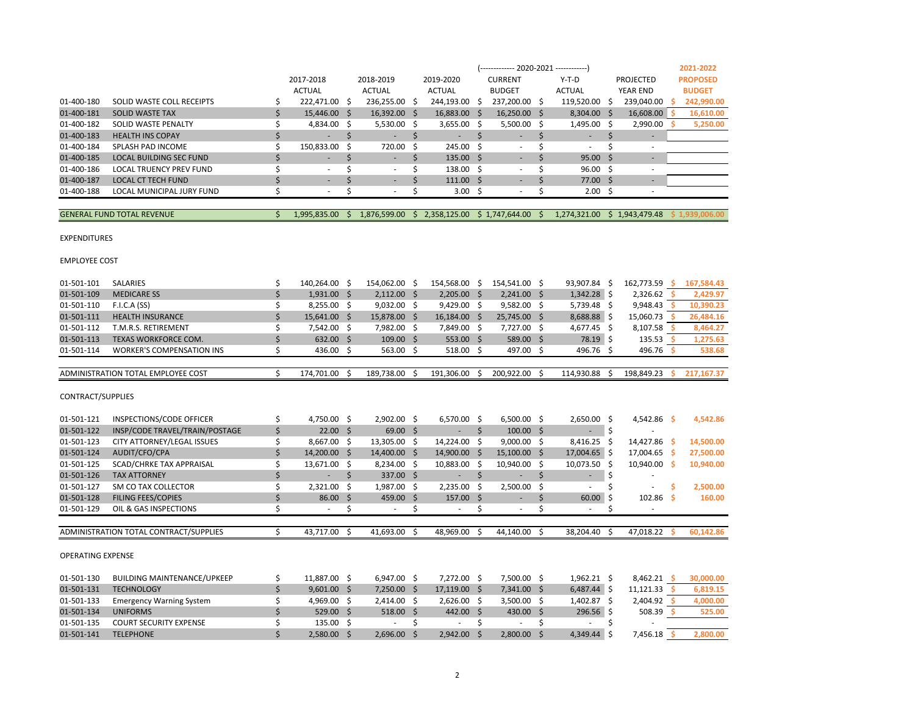| | | 2017-2018 ACTUAL | 2018-2019 ACTUAL | 2019-2020 ACTUAL | (------------- 2020-2021 ------------) CURRENT BUDGET | Y-T-D ACTUAL | PROJECTED YEAR END | 2021-2022 PROPOSED BUDGET |
|---|---|---|---|---|---|---|---|---|
| 01-400-180 | SOLID WASTE COLL RECEIPTS | $ 222,471.00 | $ 236,255.00 | $ 244,193.00 | $ 237,200.00 | $ 119,520.00 | $ 239,040.00 | $ 242,990.00 |
| 01-400-181 | SOLID WASTE TAX | $ 15,446.00 | $ 16,392.00 | $ 16,883.00 | $ 16,250.00 | $ 8,304.00 | $ 16,608.00 | $ 16,610.00 |
| 01-400-182 | SOLID WASTE PENALTY | $ 4,834.00 | $ 5,530.00 | $ 3,655.00 | $ 5,500.00 | $ 1,495.00 | $ 2,990.00 | $ 5,250.00 |
| 01-400-183 | HEALTH INS COPAY | $ - | $ - | $ - | $ - | $ - | $ - | |
| 01-400-184 | SPLASH PAD INCOME | $ 150,833.00 | $ 720.00 | $ 245.00 | $ - | $ - | $ - | |
| 01-400-185 | LOCAL BUILDING SEC FUND | $ - | $ - | $ 135.00 | $ - | $ 95.00 | $ - | |
| 01-400-186 | LOCAL TRUENCY PREV FUND | $ - | $ - | $ 138.00 | $ - | $ 96.00 | $ - | |
| 01-400-187 | LOCAL CT TECH FUND | $ - | $ - | $ 111.00 | $ - | $ 77.00 | $ - | |
| 01-400-188 | LOCAL MUNICIPAL JURY FUND | $ - | $ - | $ 3.00 | $ - | $ 2.00 | $ - | |
| GENERAL FUND TOTAL REVENUE | | $ 1,995,835.00 | $ 1,876,599.00 | $ 2,358,125.00 | $ 1,747,644.00 | $ 1,274,321.00 | $ 1,943,479.48 | $ 1,939,006.00 |

EXPENDITURES

EMPLOYEE COST

| | | 2017-2018 ACTUAL | 2018-2019 ACTUAL | 2019-2020 ACTUAL | CURRENT BUDGET | Y-T-D ACTUAL | PROJECTED YEAR END | PROPOSED BUDGET |
|---|---|---|---|---|---|---|---|---|
| 01-501-101 | SALARIES | $ 140,264.00 | $ 154,062.00 | $ 154,568.00 | $ 154,541.00 | $ 93,907.84 | $ 162,773.59 | $ 167,584.43 |
| 01-501-109 | MEDICARE SS | $ 1,931.00 | $ 2,112.00 | $ 2,205.00 | $ 2,241.00 | $ 1,342.28 | $ 2,326.62 | $ 2,429.97 |
| 01-501-110 | F.I.C.A (SS) | $ 8,255.00 | $ 9,032.00 | $ 9,429.00 | $ 9,582.00 | $ 5,739.48 | $ 9,948.43 | $ 10,390.23 |
| 01-501-111 | HEALTH INSURANCE | $ 15,641.00 | $ 15,878.00 | $ 16,184.00 | $ 25,745.00 | $ 8,688.88 | $ 15,060.73 | $ 26,484.16 |
| 01-501-112 | T.M.R.S. RETIREMENT | $ 7,542.00 | $ 7,982.00 | $ 7,849.00 | $ 7,727.00 | $ 4,677.45 | $ 8,107.58 | $ 8,464.27 |
| 01-501-113 | TEXAS WORKFORCE COM. | $ 632.00 | $ 109.00 | $ 553.00 | $ 589.00 | $ 78.19 | $ 135.53 | $ 1,275.63 |
| 01-501-114 | WORKER'S COMPENSATION INS | $ 436.00 | $ 563.00 | $ 518.00 | $ 497.00 | $ 496.76 | $ 496.76 | $ 538.68 |
| ADMINISTRATION TOTAL EMPLOYEE COST | | $ 174,701.00 | $ 189,738.00 | $ 191,306.00 | $ 200,922.00 | $ 114,930.88 | $ 198,849.23 | $ 217,167.37 |

CONTRACT/SUPPLIES

| | | 2017-2018 ACTUAL | 2018-2019 ACTUAL | 2019-2020 ACTUAL | CURRENT BUDGET | Y-T-D ACTUAL | PROJECTED YEAR END | PROPOSED BUDGET |
|---|---|---|---|---|---|---|---|---|
| 01-501-121 | INSPECTIONS/CODE OFFICER | $ 4,750.00 | $ 2,902.00 | $ 6,570.00 | $ 6,500.00 | $ 2,650.00 | $ 4,542.86 | $ 4,542.86 |
| 01-501-122 | INSP/CODE TRAVEL/TRAIN/POSTAGE | $ 22.00 | $ 69.00 | $ - | $ 100.00 | $ - | $ - | |
| 01-501-123 | CITY ATTORNEY/LEGAL ISSUES | $ 8,667.00 | $ 13,305.00 | $ 14,224.00 | $ 9,000.00 | $ 8,416.25 | $ 14,427.86 | $ 14,500.00 |
| 01-501-124 | AUDIT/CFO/CPA | $ 14,200.00 | $ 14,400.00 | $ 14,900.00 | $ 15,100.00 | $ 17,004.65 | $ 17,004.65 | $ 27,500.00 |
| 01-501-125 | SCAD/CHRKE TAX APPRAISAL | $ 13,671.00 | $ 8,234.00 | $ 10,883.00 | $ 10,940.00 | $ 10,073.50 | $ 10,940.00 | $ 10,940.00 |
| 01-501-126 | TAX ATTORNEY | $ - | $ 337.00 | $ - | $ - | $ - | $ - | |
| 01-501-127 | SM CO TAX COLLECTOR | $ 2,321.00 | $ 1,987.00 | $ 2,235.00 | $ 2,500.00 | $ - | $ - | $ 2,500.00 |
| 01-501-128 | FILING FEES/COPIES | $ 86.00 | $ 459.00 | $ 157.00 | $ - | $ 60.00 | $ 102.86 | $ 160.00 |
| 01-501-129 | OIL & GAS INSPECTIONS | $ - | $ - | $ - | $ - | $ - | $ - | |
| ADMINISTRATION TOTAL CONTRACT/SUPPLIES | | $ 43,717.00 | $ 41,693.00 | $ 48,969.00 | $ 44,140.00 | $ 38,204.40 | $ 47,018.22 | $ 60,142.86 |

OPERATING EXPENSE

| | | 2017-2018 ACTUAL | 2018-2019 ACTUAL | 2019-2020 ACTUAL | CURRENT BUDGET | Y-T-D ACTUAL | PROJECTED YEAR END | PROPOSED BUDGET |
|---|---|---|---|---|---|---|---|---|
| 01-501-130 | BUILDING MAINTENANCE/UPKEEP | $ 11,887.00 | $ 6,947.00 | $ 7,272.00 | $ 7,500.00 | $ 1,962.21 | $ 8,462.21 | $ 30,000.00 |
| 01-501-131 | TECHNOLOGY | $ 9,601.00 | $ 7,250.00 | $ 17,119.00 | $ 7,341.00 | $ 6,487.44 | $ 11,121.33 | $ 6,819.15 |
| 01-501-133 | Emergency Warning System | $ 4,969.00 | $ 2,414.00 | $ 2,626.00 | $ 3,500.00 | $ 1,402.87 | $ 2,404.92 | $ 4,000.00 |
| 01-501-134 | UNIFORMS | $ 529.00 | $ 518.00 | $ 442.00 | $ 430.00 | $ 296.56 | $ 508.39 | $ 525.00 |
| 01-501-135 | COURT SECURITY EXPENSE | $ 135.00 | $ - | $ - | $ - | $ - | $ - | |
| 01-501-141 | TELEPHONE | $ 2,580.00 | $ 2,696.00 | $ 2,942.00 | $ 2,800.00 | $ 4,349.44 | $ 7,456.18 | $ 2,800.00 |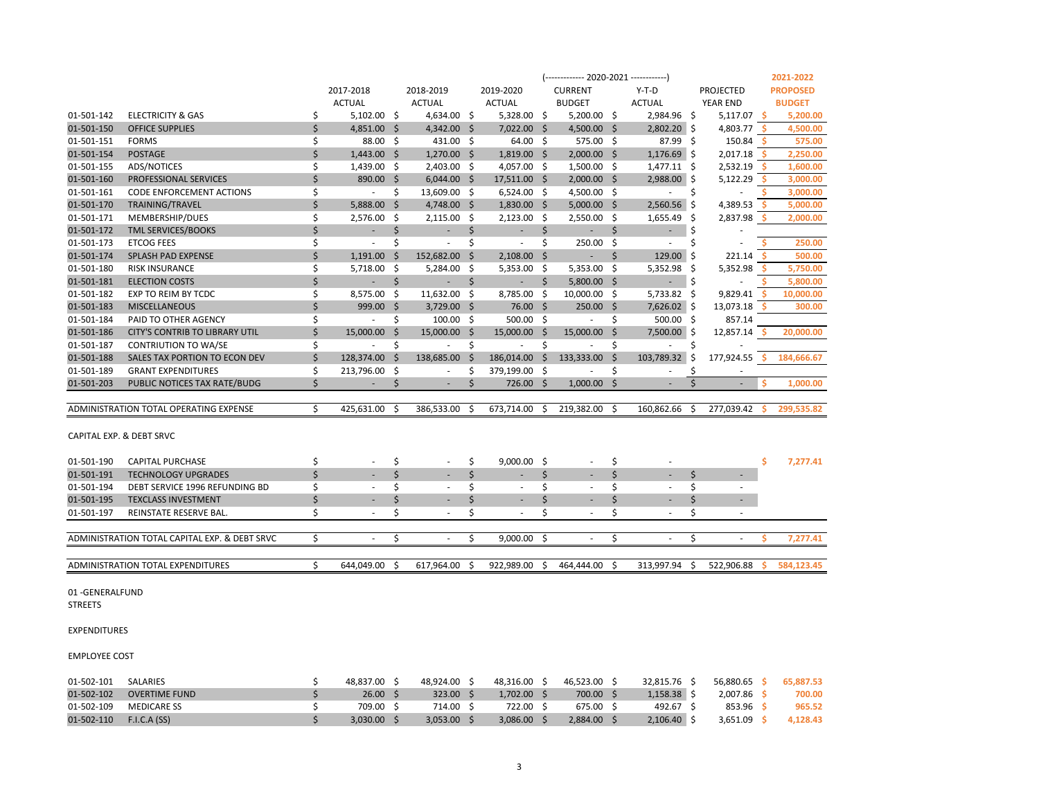| | | 2017-2018 ACTUAL | 2018-2019 ACTUAL | 2019-2020 ACTUAL | 2020-2021 CURRENT BUDGET | 2020-2021 Y-T-D ACTUAL | 2020-2021 PROJECTED YEAR END | 2021-2022 PROPOSED BUDGET |
|---|---|---|---|---|---|---|---|---|
| 01-501-142 | ELECTRICITY & GAS | $ 5,102.00 | $ 4,634.00 | $ 5,328.00 | $ 5,200.00 | $ 2,984.96 | $ 5,117.07 | $ 5,200.00 |
| 01-501-150 | OFFICE SUPPLIES | $ 4,851.00 | $ 4,342.00 | $ 7,022.00 | $ 4,500.00 | $ 2,802.20 | $ 4,803.77 | $ 4,500.00 |
| 01-501-151 | FORMS | $ 88.00 | $ 431.00 | $ 64.00 | $ 575.00 | $ 87.99 | $ 150.84 | $ 575.00 |
| 01-501-154 | POSTAGE | $ 1,443.00 | $ 1,270.00 | $ 1,819.00 | $ 2,000.00 | $ 1,176.69 | $ 2,017.18 | $ 2,250.00 |
| 01-501-155 | ADS/NOTICES | $ 1,439.00 | $ 2,403.00 | $ 4,057.00 | $ 1,500.00 | $ 1,477.11 | $ 2,532.19 | $ 1,600.00 |
| 01-501-160 | PROFESSIONAL SERVICES | $ 890.00 | $ 6,044.00 | $ 17,511.00 | $ 2,000.00 | $ 2,988.00 | $ 5,122.29 | $ 3,000.00 |
| 01-501-161 | CODE ENFORCEMENT ACTIONS | $ - | $ 13,609.00 | $ 6,524.00 | $ 4,500.00 | $ - | $ - | $ 3,000.00 |
| 01-501-170 | TRAINING/TRAVEL | $ 5,888.00 | $ 4,748.00 | $ 1,830.00 | $ 5,000.00 | $ 2,560.56 | $ 4,389.53 | $ 5,000.00 |
| 01-501-171 | MEMBERSHIP/DUES | $ 2,576.00 | $ 2,115.00 | $ 2,123.00 | $ 2,550.00 | $ 1,655.49 | $ 2,837.98 | $ 2,000.00 |
| 01-501-172 | TML SERVICES/BOOKS | $ - | $ - | $ - | $ - | $ - | $ - | |
| 01-501-173 | ETCOG FEES | $ - | $ - | $ - | $ 250.00 | $ - | $ - | $ 250.00 |
| 01-501-174 | SPLASH PAD EXPENSE | $ 1,191.00 | $ 152,682.00 | $ 2,108.00 | $ - | $ 129.00 | $ 221.14 | $ 500.00 |
| 01-501-180 | RISK INSURANCE | $ 5,718.00 | $ 5,284.00 | $ 5,353.00 | $ 5,353.00 | $ 5,352.98 | $ 5,352.98 | $ 5,750.00 |
| 01-501-181 | ELECTION COSTS | $ - | $ - | $ - | $ 5,800.00 | $ - | $ - | $ 5,800.00 |
| 01-501-182 | EXP TO REIM BY TCDC | $ 8,575.00 | $ 11,632.00 | $ 8,785.00 | $ 10,000.00 | $ 5,733.82 | $ 9,829.41 | $ 10,000.00 |
| 01-501-183 | MISCELLANEOUS | $ 999.00 | $ 3,729.00 | $ 76.00 | $ 250.00 | $ 7,626.02 | $ 13,073.18 | $ 300.00 |
| 01-501-184 | PAID TO OTHER AGENCY | $ - | $ 100.00 | $ 500.00 | $ - | $ 500.00 | $ 857.14 | |
| 01-501-186 | CITY'S CONTRIB TO LIBRARY UTIL | $ 15,000.00 | $ 15,000.00 | $ 15,000.00 | $ 15,000.00 | $ 7,500.00 | $ 12,857.14 | $ 20,000.00 |
| 01-501-187 | CONTRIUTION TO WA/SE | $ - | $ - | $ - | $ - | $ - | $ - | |
| 01-501-188 | SALES TAX PORTION TO ECON DEV | $ 128,374.00 | $ 138,685.00 | $ 186,014.00 | $ 133,333.00 | $ 103,789.32 | $ 177,924.55 | $ 184,666.67 |
| 01-501-189 | GRANT EXPENDITURES | $ 213,796.00 | $ - | $ 379,199.00 | $ - | $ - | $ - | |
| 01-501-203 | PUBLIC NOTICES TAX RATE/BUDG | $ - | $ - | $ 726.00 | $ 1,000.00 | $ - | $ - | $ 1,000.00 |
| | ADMINISTRATION TOTAL OPERATING EXPENSE | $ 425,631.00 | $ 386,533.00 | $ 673,714.00 | $ 219,382.00 | $ 160,862.66 | $ 277,039.42 | $ 299,535.82 |
| | CAPITAL EXP. & DEBT SRVC | | | | | | | |
| 01-501-190 | CAPITAL PURCHASE | $ - | $ - | $ 9,000.00 | $ - | $ - | | $ 7,277.41 |
| 01-501-191 | TECHNOLOGY UPGRADES | $ - | $ - | $ - | $ - | $ - | $ - | |
| 01-501-194 | DEBT SERVICE 1996 REFUNDING BD | $ - | $ - | $ - | $ - | $ - | $ - | |
| 01-501-195 | TEXCLASS INVESTMENT | $ - | $ - | $ - | $ - | $ - | $ - | |
| 01-501-197 | REINSTATE RESERVE BAL. | $ - | $ - | $ - | $ - | $ - | $ - | |
| | ADMINISTRATION TOTAL CAPITAL EXP. & DEBT SRVC | $ - | $ - | $ 9,000.00 | $ - | $ - | $ - | $ 7,277.41 |
| | ADMINISTRATION TOTAL EXPENDITURES | $ 644,049.00 | $ 617,964.00 | $ 922,989.00 | $ 464,444.00 | $ 313,997.94 | $ 522,906.88 | $ 584,123.45 |

01 -GENERALFUND

STREETS

EXPENDITURES

EMPLOYEE COST

| | | 2017-2018 ACTUAL | 2018-2019 ACTUAL | 2019-2020 ACTUAL | 2020-2021 CURRENT BUDGET | 2020-2021 Y-T-D ACTUAL | 2020-2021 PROJECTED YEAR END | 2021-2022 PROPOSED BUDGET |
|---|---|---|---|---|---|---|---|---|
| 01-502-101 | SALARIES | $ 48,837.00 | $ 48,924.00 | $ 48,316.00 | $ 46,523.00 | $ 32,815.76 | $ 56,880.65 | $ 65,887.53 |
| 01-502-102 | OVERTIME FUND | $ 26.00 | $ 323.00 | $ 1,702.00 | $ 700.00 | $ 1,158.38 | $ 2,007.86 | $ 700.00 |
| 01-502-109 | MEDICARE SS | $ 709.00 | $ 714.00 | $ 722.00 | $ 675.00 | $ 492.67 | $ 853.96 | $ 965.52 |
| 01-502-110 | F.I.C.A (SS) | $ 3,030.00 | $ 3,053.00 | $ 3,086.00 | $ 2,884.00 | $ 2,106.40 | $ 3,651.09 | $ 4,128.43 |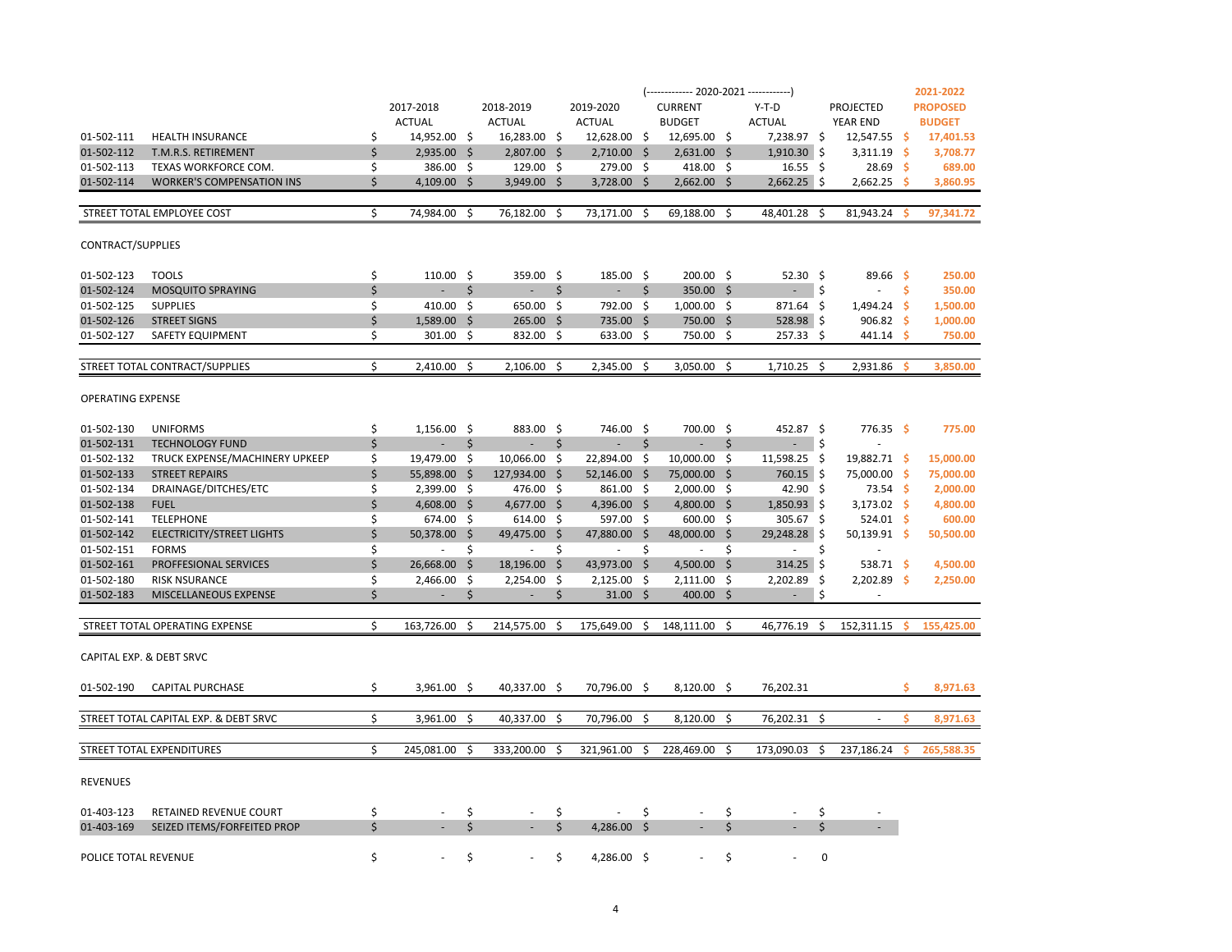| | | 2017-2018 ACTUAL | 2018-2019 ACTUAL | 2019-2020 ACTUAL | (------------- 2020-2021 ------------) CURRENT BUDGET | Y-T-D ACTUAL | PROJECTED YEAR END | 2021-2022 PROPOSED BUDGET |
|---|---|---|---|---|---|---|---|---|
| 01-502-111 | HEALTH INSURANCE | $ 14,952.00 | $ 16,283.00 | $ 12,628.00 | $ 12,695.00 | $ 7,238.97 | $ 12,547.55 | $ 17,401.53 |
| 01-502-112 | T.M.R.S. RETIREMENT | $ 2,935.00 | $ 2,807.00 | $ 2,710.00 | $ 2,631.00 | $ 1,910.30 | $ 3,311.19 | $ 3,708.77 |
| 01-502-113 | TEXAS WORKFORCE COM. | $ 386.00 | $ 129.00 | $ 279.00 | $ 418.00 | $ 16.55 | $ 28.69 | $ 689.00 |
| 01-502-114 | WORKER'S COMPENSATION INS | $ 4,109.00 | $ 3,949.00 | $ 3,728.00 | $ 2,662.00 | $ 2,662.25 | $ 2,662.25 | $ 3,860.95 |
| STREET TOTAL EMPLOYEE COST | | $ 74,984.00 | $ 76,182.00 | $ 73,171.00 | $ 69,188.00 | $ 48,401.28 | $ 81,943.24 | $ 97,341.72 |
| CONTRACT/SUPPLIES | | | | | | | | |
| 01-502-123 | TOOLS | $ 110.00 | $ 359.00 | $ 185.00 | $ 200.00 | $ 52.30 | $ 89.66 | $ 250.00 |
| 01-502-124 | MOSQUITO SPRAYING | $ - | $ - | $ - | $ 350.00 | $ - | $ - | $ 350.00 |
| 01-502-125 | SUPPLIES | $ 410.00 | $ 650.00 | $ 792.00 | $ 1,000.00 | $ 871.64 | $ 1,494.24 | $ 1,500.00 |
| 01-502-126 | STREET SIGNS | $ 1,589.00 | $ 265.00 | $ 735.00 | $ 750.00 | $ 528.98 | $ 906.82 | $ 1,000.00 |
| 01-502-127 | SAFETY EQUIPMENT | $ 301.00 | $ 832.00 | $ 633.00 | $ 750.00 | $ 257.33 | $ 441.14 | $ 750.00 |
| STREET TOTAL CONTRACT/SUPPLIES | | $ 2,410.00 | $ 2,106.00 | $ 2,345.00 | $ 3,050.00 | $ 1,710.25 | $ 2,931.86 | $ 3,850.00 |
| OPERATING EXPENSE | | | | | | | | |
| 01-502-130 | UNIFORMS | $ 1,156.00 | $ 883.00 | $ 746.00 | $ 700.00 | $ 452.87 | $ 776.35 | $ 775.00 |
| 01-502-131 | TECHNOLOGY FUND | $ - | $ - | $ - | $ - | $ - | $ - | |
| 01-502-132 | TRUCK EXPENSE/MACHINERY UPKEEP | $ 19,479.00 | $ 10,066.00 | $ 22,894.00 | $ 10,000.00 | $ 11,598.25 | $ 19,882.71 | $ 15,000.00 |
| 01-502-133 | STREET REPAIRS | $ 55,898.00 | $ 127,934.00 | $ 52,146.00 | $ 75,000.00 | $ 760.15 | $ 75,000.00 | $ 75,000.00 |
| 01-502-134 | DRAINAGE/DITCHES/ETC | $ 2,399.00 | $ 476.00 | $ 861.00 | $ 2,000.00 | $ 42.90 | $ 73.54 | $ 2,000.00 |
| 01-502-138 | FUEL | $ 4,608.00 | $ 4,677.00 | $ 4,396.00 | $ 4,800.00 | $ 1,850.93 | $ 3,173.02 | $ 4,800.00 |
| 01-502-141 | TELEPHONE | $ 674.00 | $ 614.00 | $ 597.00 | $ 600.00 | $ 305.67 | $ 524.01 | $ 600.00 |
| 01-502-142 | ELECTRICITY/STREET LIGHTS | $ 50,378.00 | $ 49,475.00 | $ 47,880.00 | $ 48,000.00 | $ 29,248.28 | $ 50,139.91 | $ 50,500.00 |
| 01-502-151 | FORMS | $ - | $ - | $ - | $ - | $ - | $ - | |
| 01-502-161 | PROFFESIONAL SERVICES | $ 26,668.00 | $ 18,196.00 | $ 43,973.00 | $ 4,500.00 | $ 314.25 | $ 538.71 | $ 4,500.00 |
| 01-502-180 | RISK NSURANCE | $ 2,466.00 | $ 2,254.00 | $ 2,125.00 | $ 2,111.00 | $ 2,202.89 | $ 2,202.89 | $ 2,250.00 |
| 01-502-183 | MISCELLANEOUS EXPENSE | $ - | $ - | $ 31.00 | $ 400.00 | $ - | $ - | |
| STREET TOTAL OPERATING EXPENSE | | $ 163,726.00 | $ 214,575.00 | $ 175,649.00 | $ 148,111.00 | $ 46,776.19 | $ 152,311.15 | $ 155,425.00 |
| CAPITAL EXP. & DEBT SRVC | | | | | | | | |
| 01-502-190 | CAPITAL PURCHASE | $ 3,961.00 | $ 40,337.00 | $ 70,796.00 | $ 8,120.00 | $ 76,202.31 | | $ 8,971.63 |
| STREET TOTAL CAPITAL EXP. & DEBT SRVC | | $ 3,961.00 | $ 40,337.00 | $ 70,796.00 | $ 8,120.00 | $ 76,202.31 | $ - | $ 8,971.63 |
| STREET TOTAL EXPENDITURES | | $ 245,081.00 | $ 333,200.00 | $ 321,961.00 | $ 228,469.00 | $ 173,090.03 | $ 237,186.24 | $ 265,588.35 |
| REVENUES | | | | | | | | |
| 01-403-123 | RETAINED REVENUE COURT | $ - | $ - | $ - | $ - | $ - | $ - | |
| 01-403-169 | SEIZED ITEMS/FORFEITED PROP | $ - | $ - | $ 4,286.00 | $ - | $ - | $ - | |
| POLICE TOTAL REVENUE | | $ - | $ - | $ 4,286.00 | $ - | $ - | 0 | |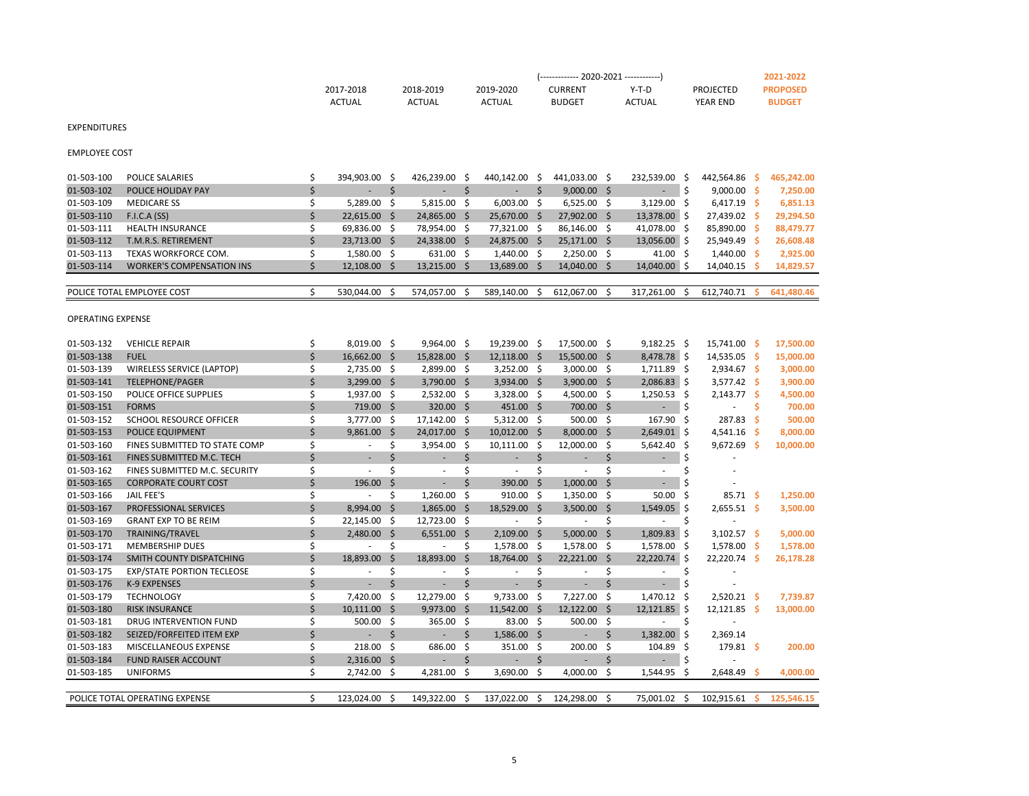| | | 2017-2018 ACTUAL | 2018-2019 ACTUAL | 2019-2020 ACTUAL | (------------- 2020-2021 ------------) CURRENT BUDGET | Y-T-D ACTUAL | PROJECTED YEAR END | 2021-2022 PROPOSED BUDGET |
|---|---|---|---|---|---|---|---|---|
| EXPENDITURES | | | | | | | | |
| EMPLOYEE COST | | | | | | | | |
| 01-503-100 | POLICE SALARIES | $ 394,903.00 | $ 426,239.00 | $ 440,142.00 | $ 441,033.00 | $ 232,539.00 | $ 442,564.86 | $ 465,242.00 |
| 01-503-102 | POLICE HOLIDAY PAY | $ - | $ - | $ - | $ 9,000.00 | $ - | $ 9,000.00 | $ 7,250.00 |
| 01-503-109 | MEDICARE SS | $ 5,289.00 | $ 5,815.00 | $ 6,003.00 | $ 6,525.00 | $ 3,129.00 | $ 6,417.19 | $ 6,851.13 |
| 01-503-110 | F.I.C.A (SS) | $ 22,615.00 | $ 24,865.00 | $ 25,670.00 | $ 27,902.00 | $ 13,378.00 | $ 27,439.02 | $ 29,294.50 |
| 01-503-111 | HEALTH INSURANCE | $ 69,836.00 | $ 78,954.00 | $ 77,321.00 | $ 86,146.00 | $ 41,078.00 | $ 85,890.00 | $ 88,479.77 |
| 01-503-112 | T.M.R.S. RETIREMENT | $ 23,713.00 | $ 24,338.00 | $ 24,875.00 | $ 25,171.00 | $ 13,056.00 | $ 25,949.49 | $ 26,608.48 |
| 01-503-113 | TEXAS WORKFORCE COM. | $ 1,580.00 | $ 631.00 | $ 1,440.00 | $ 2,250.00 | $ 41.00 | $ 1,440.00 | $ 2,925.00 |
| 01-503-114 | WORKER'S COMPENSATION INS | $ 12,108.00 | $ 13,215.00 | $ 13,689.00 | $ 14,040.00 | $ 14,040.00 | $ 14,040.15 | $ 14,829.57 |
| POLICE TOTAL EMPLOYEE COST | | $ 530,044.00 | $ 574,057.00 | $ 589,140.00 | $ 612,067.00 | $ 317,261.00 | $ 612,740.71 | $ 641,480.46 |
| OPERATING EXPENSE | | | | | | | | |
| 01-503-132 | VEHICLE REPAIR | $ 8,019.00 | $ 9,964.00 | $ 19,239.00 | $ 17,500.00 | $ 9,182.25 | $ 15,741.00 | $ 17,500.00 |
| 01-503-138 | FUEL | $ 16,662.00 | $ 15,828.00 | $ 12,118.00 | $ 15,500.00 | $ 8,478.78 | $ 14,535.05 | $ 15,000.00 |
| 01-503-139 | WIRELESS SERVICE (LAPTOP) | $ 2,735.00 | $ 2,899.00 | $ 3,252.00 | $ 3,000.00 | $ 1,711.89 | $ 2,934.67 | $ 3,000.00 |
| 01-503-141 | TELEPHONE/PAGER | $ 3,299.00 | $ 3,790.00 | $ 3,934.00 | $ 3,900.00 | $ 2,086.83 | $ 3,577.42 | $ 3,900.00 |
| 01-503-150 | POLICE OFFICE SUPPLIES | $ 1,937.00 | $ 2,532.00 | $ 3,328.00 | $ 4,500.00 | $ 1,250.53 | $ 2,143.77 | $ 4,500.00 |
| 01-503-151 | FORMS | $ 719.00 | $ 320.00 | $ 451.00 | $ 700.00 | $ - | $ - | $ 700.00 |
| 01-503-152 | SCHOOL RESOURCE OFFICER | $ 3,777.00 | $ 17,142.00 | $ 5,312.00 | $ 500.00 | $ 167.90 | $ 287.83 | $ 500.00 |
| 01-503-153 | POLICE EQUIPMENT | $ 9,861.00 | $ 24,017.00 | $ 10,012.00 | $ 8,000.00 | $ 2,649.01 | $ 4,541.16 | $ 8,000.00 |
| 01-503-160 | FINES SUBMITTED TO STATE COMP | $ - | $ 3,954.00 | $ 10,111.00 | $ 12,000.00 | $ 5,642.40 | $ 9,672.69 | $ 10,000.00 |
| 01-503-161 | FINES SUBMITTED M.C. TECH | $ - | $ - | $ - | $ - | $ - | $ - | |
| 01-503-162 | FINES SUBMITTED M.C. SECURITY | $ - | $ - | $ - | $ - | $ - | $ - | |
| 01-503-165 | CORPORATE COURT COST | $ 196.00 | $ - | $ 390.00 | $ 1,000.00 | $ - | $ - | |
| 01-503-166 | JAIL FEE'S | $ - | $ 1,260.00 | $ 910.00 | $ 1,350.00 | $ 50.00 | $ 85.71 | $ 1,250.00 |
| 01-503-167 | PROFESSIONAL SERVICES | $ 8,994.00 | $ 1,865.00 | $ 18,529.00 | $ 3,500.00 | $ 1,549.05 | $ 2,655.51 | $ 3,500.00 |
| 01-503-169 | GRANT EXP TO BE REIM | $ 22,145.00 | $ 12,723.00 | $ - | $ - | $ - | $ - | |
| 01-503-170 | TRAINING/TRAVEL | $ 2,480.00 | $ 6,551.00 | $ 2,109.00 | $ 5,000.00 | $ 1,809.83 | $ 3,102.57 | $ 5,000.00 |
| 01-503-171 | MEMBERSHIP DUES | $ - | $ - | $ 1,578.00 | $ 1,578.00 | $ 1,578.00 | $ 1,578.00 | $ 1,578.00 |
| 01-503-174 | SMITH COUNTY DISPATCHING | $ 18,893.00 | $ 18,893.00 | $ 18,764.00 | $ 22,221.00 | $ 22,220.74 | $ 22,220.74 | $ 26,178.28 |
| 01-503-175 | EXP/STATE PORTION TECLEOSE | $ - | $ - | $ - | $ - | $ - | $ - | |
| 01-503-176 | K-9 EXPENSES | $ - | $ - | $ - | $ - | $ - | $ - | |
| 01-503-179 | TECHNOLOGY | $ 7,420.00 | $ 12,279.00 | $ 9,733.00 | $ 7,227.00 | $ 1,470.12 | $ 2,520.21 | $ 7,739.87 |
| 01-503-180 | RISK INSURANCE | $ 10,111.00 | $ 9,973.00 | $ 11,542.00 | $ 12,122.00 | $ 12,121.85 | $ 12,121.85 | $ 13,000.00 |
| 01-503-181 | DRUG INTERVENTION FUND | $ 500.00 | $ 365.00 | $ 83.00 | $ 500.00 | $ - | $ - | |
| 01-503-182 | SEIZED/FORFEITED ITEM EXP | $ - | $ - | $ 1,586.00 | $ - | $ 1,382.00 | $ 2,369.14 | |
| 01-503-183 | MISCELLANEOUS EXPENSE | $ 218.00 | $ 686.00 | $ 351.00 | $ 200.00 | $ 104.89 | $ 179.81 | $ 200.00 |
| 01-503-184 | FUND RAISER ACCOUNT | $ 2,316.00 | $ - | $ - | $ - | $ - | $ - | |
| 01-503-185 | UNIFORMS | $ 2,742.00 | $ 4,281.00 | $ 3,690.00 | $ 4,000.00 | $ 1,544.95 | $ 2,648.49 | $ 4,000.00 |
| POLICE TOTAL OPERATING EXPENSE | | $ 123,024.00 | $ 149,322.00 | $ 137,022.00 | $ 124,298.00 | $ 75,001.02 | $ 102,915.61 | $ 125,546.15 |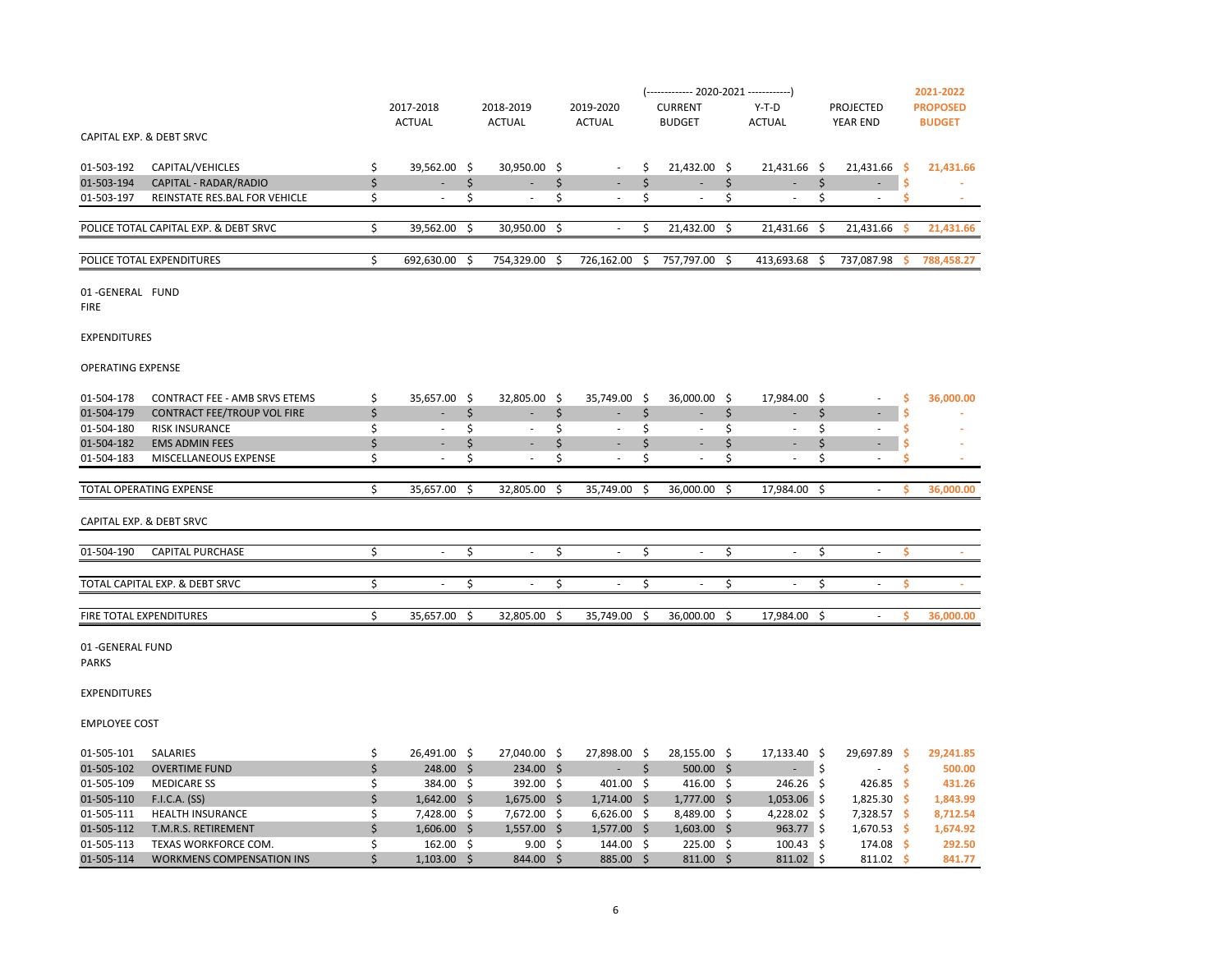| | | 2017-2018 ACTUAL | 2018-2019 ACTUAL | 2019-2020 ACTUAL | 2020-2021 CURRENT BUDGET | 2020-2021 Y-T-D ACTUAL | PROJECTED YEAR END | 2021-2022 PROPOSED BUDGET |
|---|---|---|---|---|---|---|---|---|
| CAPITAL EXP. & DEBT SRVC | | | | | | | | |
| 01-503-192 | CAPITAL/VEHICLES | $ 39,562.00 | $ 30,950.00 | $ - | $ 21,432.00 | $ 21,431.66 | $ 21,431.66 | $ 21,431.66 |
| 01-503-194 | CAPITAL - RADAR/RADIO | $ - | $ - | $ - | $ - | $ - | $ - | $ - |
| 01-503-197 | REINSTATE RES.BAL FOR VEHICLE | $ - | $ - | $ - | $ - | $ - | $ - | $ - |
| POLICE TOTAL CAPITAL EXP. & DEBT SRVC | | $ 39,562.00 | $ 30,950.00 | $ - | $ 21,432.00 | $ 21,431.66 | $ 21,431.66 | $ 21,431.66 |
| POLICE TOTAL EXPENDITURES | | $ 692,630.00 | $ 754,329.00 | $ 726,162.00 | $ 757,797.00 | $ 413,693.68 | $ 737,087.98 | $ 788,458.27 |

01 -GENERAL FUND

FIRE

EXPENDITURES

OPERATING EXPENSE

| | | 2017-2018 ACTUAL | 2018-2019 ACTUAL | 2019-2020 ACTUAL | 2020-2021 CURRENT BUDGET | 2020-2021 Y-T-D ACTUAL | PROJECTED YEAR END | 2021-2022 PROPOSED BUDGET |
|---|---|---|---|---|---|---|---|---|
| 01-504-178 | CONTRACT FEE - AMB SRVS ETEMS | $ 35,657.00 | $ 32,805.00 | $ 35,749.00 | $ 36,000.00 | $ 17,984.00 | $ - | $ 36,000.00 |
| 01-504-179 | CONTRACT FEE/TROUP VOL FIRE | $ - | $ - | $ - | $ - | $ - | $ - | $ - |
| 01-504-180 | RISK INSURANCE | $ - | $ - | $ - | $ - | $ - | $ - | $ - |
| 01-504-182 | EMS ADMIN FEES | $ - | $ - | $ - | $ - | $ - | $ - | $ - |
| 01-504-183 | MISCELLANEOUS EXPENSE | $ - | $ - | $ - | $ - | $ - | $ - | $ - |
| TOTAL OPERATING EXPENSE | | $ 35,657.00 | $ 32,805.00 | $ 35,749.00 | $ 36,000.00 | $ 17,984.00 | $ - | $ 36,000.00 |
| CAPITAL EXP. & DEBT SRVC | | | | | | | | |
| 01-504-190 | CAPITAL PURCHASE | $ - | $ - | $ - | $ - | $ - | $ - | $ - |
| TOTAL CAPITAL EXP. & DEBT SRVC | | $ - | $ - | $ - | $ - | $ - | $ - | $ - |
| FIRE TOTAL EXPENDITURES | | $ 35,657.00 | $ 32,805.00 | $ 35,749.00 | $ 36,000.00 | $ 17,984.00 | $ - | $ 36,000.00 |

01 -GENERAL FUND

PARKS

EXPENDITURES

EMPLOYEE COST

| | | 2017-2018 ACTUAL | 2018-2019 ACTUAL | 2019-2020 ACTUAL | 2020-2021 CURRENT BUDGET | 2020-2021 Y-T-D ACTUAL | PROJECTED YEAR END | 2021-2022 PROPOSED BUDGET |
|---|---|---|---|---|---|---|---|---|
| 01-505-101 | SALARIES | $ 26,491.00 | $ 27,040.00 | $ 27,898.00 | $ 28,155.00 | $ 17,133.40 | $ 29,697.89 | $ 29,241.85 |
| 01-505-102 | OVERTIME FUND | $ 248.00 | $ 234.00 | $ - | $ 500.00 | $ - | $ - | $ 500.00 |
| 01-505-109 | MEDICARE SS | $ 384.00 | $ 392.00 | $ 401.00 | $ 416.00 | $ 246.26 | $ 426.85 | $ 431.26 |
| 01-505-110 | F.I.C.A. (SS) | $ 1,642.00 | $ 1,675.00 | $ 1,714.00 | $ 1,777.00 | $ 1,053.06 | $ 1,825.30 | $ 1,843.99 |
| 01-505-111 | HEALTH INSURANCE | $ 7,428.00 | $ 7,672.00 | $ 6,626.00 | $ 8,489.00 | $ 4,228.02 | $ 7,328.57 | $ 8,712.54 |
| 01-505-112 | T.M.R.S. RETIREMENT | $ 1,606.00 | $ 1,557.00 | $ 1,577.00 | $ 1,603.00 | $ 963.77 | $ 1,670.53 | $ 1,674.92 |
| 01-505-113 | TEXAS WORKFORCE COM. | $ 162.00 | $ 9.00 | $ 144.00 | $ 225.00 | $ 100.43 | $ 174.08 | $ 292.50 |
| 01-505-114 | WORKMENS COMPENSATION INS | $ 1,103.00 | $ 844.00 | $ 885.00 | $ 811.00 | $ 811.02 | $ 811.02 | $ 841.77 |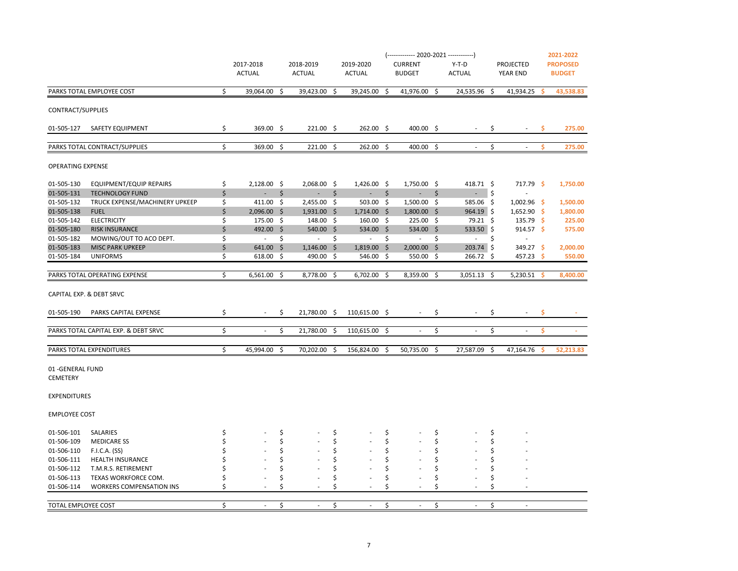| | | 2017-2018 ACTUAL | 2018-2019 ACTUAL | 2019-2020 ACTUAL | 2020-2021 CURRENT BUDGET | 2020-2021 Y-T-D ACTUAL | PROJECTED YEAR END | 2021-2022 PROPOSED BUDGET |
|---|---|---|---|---|---|---|---|---|
| PARKS TOTAL EMPLOYEE COST | | $ 39,064.00 | $ 39,423.00 | $ 39,245.00 | $ 41,976.00 | $ 24,535.96 | $ 41,934.25 | $ 43,538.83 |
| CONTRACT/SUPPLIES | | | | | | | | |
| 01-505-127 | SAFETY EQUIPMENT | $ 369.00 | $ 221.00 | $ 262.00 | $ 400.00 | $ - | $ - | $ 275.00 |
| PARKS TOTAL CONTRACT/SUPPLIES | | $ 369.00 | $ 221.00 | $ 262.00 | $ 400.00 | $ - | $ - | $ 275.00 |
| OPERATING EXPENSE | | | | | | | | |
| 01-505-130 | EQUIPMENT/EQUIP REPAIRS | $ 2,128.00 | $ 2,068.00 | $ 1,426.00 | $ 1,750.00 | $ 418.71 | $ 717.79 | $ 1,750.00 |
| 01-505-131 | TECHNOLOGY FUND | $ - | $ - | $ - | $ - | $ - | $ - | |
| 01-505-132 | TRUCK EXPENSE/MACHINERY UPKEEP | $ 411.00 | $ 2,455.00 | $ 503.00 | $ 1,500.00 | $ 585.06 | $ 1,002.96 | $ 1,500.00 |
| 01-505-138 | FUEL | $ 2,096.00 | $ 1,931.00 | $ 1,714.00 | $ 1,800.00 | $ 964.19 | $ 1,652.90 | $ 1,800.00 |
| 01-505-142 | ELECTRICITY | $ 175.00 | $ 148.00 | $ 160.00 | $ 225.00 | $ 79.21 | $ 135.79 | $ 225.00 |
| 01-505-180 | RISK INSURANCE | $ 492.00 | $ 540.00 | $ 534.00 | $ 534.00 | $ 533.50 | $ 914.57 | $ 575.00 |
| 01-505-182 | MOWING/OUT TO ACO DEPT. | $ - | $ - | $ - | $ - | $ - | $ - | |
| 01-505-183 | MISC PARK UPKEEP | $ 641.00 | $ 1,146.00 | $ 1,819.00 | $ 2,000.00 | $ 203.74 | $ 349.27 | $ 2,000.00 |
| 01-505-184 | UNIFORMS | $ 618.00 | $ 490.00 | $ 546.00 | $ 550.00 | $ 266.72 | $ 457.23 | $ 550.00 |
| PARKS TOTAL OPERATING EXPENSE | | $ 6,561.00 | $ 8,778.00 | $ 6,702.00 | $ 8,359.00 | $ 3,051.13 | $ 5,230.51 | $ 8,400.00 |
| CAPITAL EXP. & DEBT SRVC | | | | | | | | |
| 01-505-190 | PARKS CAPITAL EXPENSE | $ - | $ 21,780.00 | $ 110,615.00 | $ - | $ - | $ - | $ - |
| PARKS TOTAL CAPITAL EXP. & DEBT SRVC | | $ - | $ 21,780.00 | $ 110,615.00 | $ - | $ - | $ - | $ - |
| PARKS TOTAL EXPENDITURES | | $ 45,994.00 | $ 70,202.00 | $ 156,824.00 | $ 50,735.00 | $ 27,587.09 | $ 47,164.76 | $ 52,213.83 |

01 -GENERAL FUND

CEMETERY

EXPENDITURES

EMPLOYEE COST

| | | 2017-2018 ACTUAL | 2018-2019 ACTUAL | 2019-2020 ACTUAL | 2020-2021 CURRENT BUDGET | 2020-2021 Y-T-D ACTUAL | PROJECTED YEAR END | 2021-2022 PROPOSED BUDGET |
|---|---|---|---|---|---|---|---|---|
| 01-506-101 | SALARIES | $ - | $ - | $ - | $ - | $ - | $ - | |
| 01-506-109 | MEDICARE SS | $ - | $ - | $ - | $ - | $ - | $ - | |
| 01-506-110 | F.I.C.A. (SS) | $ - | $ - | $ - | $ - | $ - | $ - | |
| 01-506-111 | HEALTH INSURANCE | $ - | $ - | $ - | $ - | $ - | $ - | |
| 01-506-112 | T.M.R.S. RETIREMENT | $ - | $ - | $ - | $ - | $ - | $ - | |
| 01-506-113 | TEXAS WORKFORCE COM. | $ - | $ - | $ - | $ - | $ - | $ - | |
| 01-506-114 | WORKERS COMPENSATION INS | $ - | $ - | $ - | $ - | $ - | $ - | |
| TOTAL EMPLOYEE COST | | $ - | $ - | $ - | $ - | $ - | $ - | |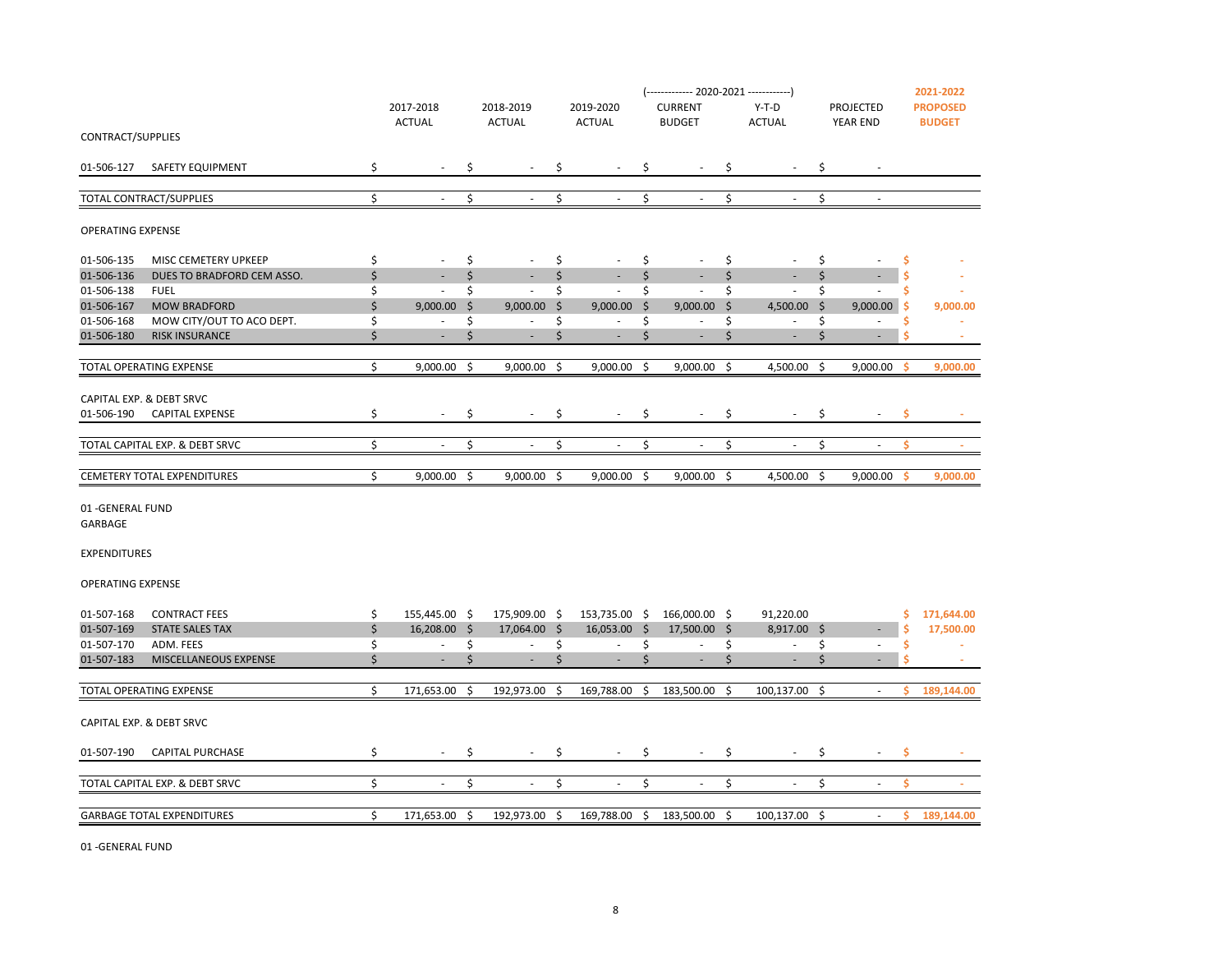| | | 2017-2018 ACTUAL | 2018-2019 ACTUAL | 2019-2020 ACTUAL | (------------- 2020-2021 ------------) CURRENT BUDGET | Y-T-D ACTUAL | PROJECTED YEAR END | 2021-2022 PROPOSED BUDGET |
|---|---|---|---|---|---|---|---|---|
| CONTRACT/SUPPLIES | | | | | | | | |
| 01-506-127 | SAFETY EQUIPMENT | $ - | $ - | $ - | $ - | $ - | $ - | |
| TOTAL CONTRACT/SUPPLIES | | $ - | $ - | $ - | $ - | $ - | $ - | |
| OPERATING EXPENSE | | | | | | | | |
| 01-506-135 | MISC CEMETERY UPKEEP | $ - | $ - | $ - | $ - | $ - | $ - | $ - |
| 01-506-136 | DUES TO BRADFORD CEM ASSO. | $ - | $ - | $ - | $ - | $ - | $ - | $ - |
| 01-506-138 | FUEL | $ - | $ - | $ - | $ - | $ - | $ - | $ - |
| 01-506-167 | MOW BRADFORD | $ 9,000.00 | $ 9,000.00 | $ 9,000.00 | $ 9,000.00 | $ 4,500.00 | $ 9,000.00 | $ 9,000.00 |
| 01-506-168 | MOW CITY/OUT TO ACO DEPT. | $ - | $ - | $ - | $ - | $ - | $ - | $ - |
| 01-506-180 | RISK INSURANCE | $ - | $ - | $ - | $ - | $ - | $ - | $ - |
| TOTAL OPERATING EXPENSE | | $ 9,000.00 | $ 9,000.00 | $ 9,000.00 | $ 9,000.00 | $ 4,500.00 | $ 9,000.00 | $ 9,000.00 |
| CAPITAL EXP. & DEBT SRVC | | | | | | | | |
| 01-506-190 | CAPITAL EXPENSE | $ - | $ - | $ - | $ - | $ - | $ - | $ - |
| TOTAL CAPITAL EXP. & DEBT SRVC | | $ - | $ - | $ - | $ - | $ - | $ - | $ - |
| CEMETERY TOTAL EXPENDITURES | | $ 9,000.00 | $ 9,000.00 | $ 9,000.00 | $ 9,000.00 | $ 4,500.00 | $ 9,000.00 | $ 9,000.00 |

01 -GENERAL FUND

GARBAGE

EXPENDITURES

| | | 2017-2018 ACTUAL | 2018-2019 ACTUAL | 2019-2020 ACTUAL | 2020-2021 CURRENT BUDGET | 2020-2021 Y-T-D ACTUAL | 2020-2021 PROJECTED YEAR END | 2021-2022 PROPOSED BUDGET |
|---|---|---|---|---|---|---|---|---|
| OPERATING EXPENSE | | | | | | | | |
| 01-507-168 | CONTRACT FEES | $ 155,445.00 | $ 175,909.00 | $ 153,735.00 | $ 166,000.00 | $ 91,220.00 | | $ 171,644.00 |
| 01-507-169 | STATE SALES TAX | $ 16,208.00 | $ 17,064.00 | $ 16,053.00 | $ 17,500.00 | $ 8,917.00 | $ - | $ 17,500.00 |
| 01-507-170 | ADM. FEES | $ - | $ - | $ - | $ - | $ - | $ - | $ - |
| 01-507-183 | MISCELLANEOUS EXPENSE | $ - | $ - | $ - | $ - | $ - | $ - | $ - |
| TOTAL OPERATING EXPENSE | | $ 171,653.00 | $ 192,973.00 | $ 169,788.00 | $ 183,500.00 | $ 100,137.00 | $ - | $ 189,144.00 |
| CAPITAL EXP. & DEBT SRVC | | | | | | | | |
| 01-507-190 | CAPITAL PURCHASE | $ - | $ - | $ - | $ - | $ - | $ - | $ - |
| TOTAL CAPITAL EXP. & DEBT SRVC | | $ - | $ - | $ - | $ - | $ - | $ - | $ - |
| GARBAGE TOTAL EXPENDITURES | | $ 171,653.00 | $ 192,973.00 | $ 169,788.00 | $ 183,500.00 | $ 100,137.00 | $ - | $ 189,144.00 |

01 -GENERAL FUND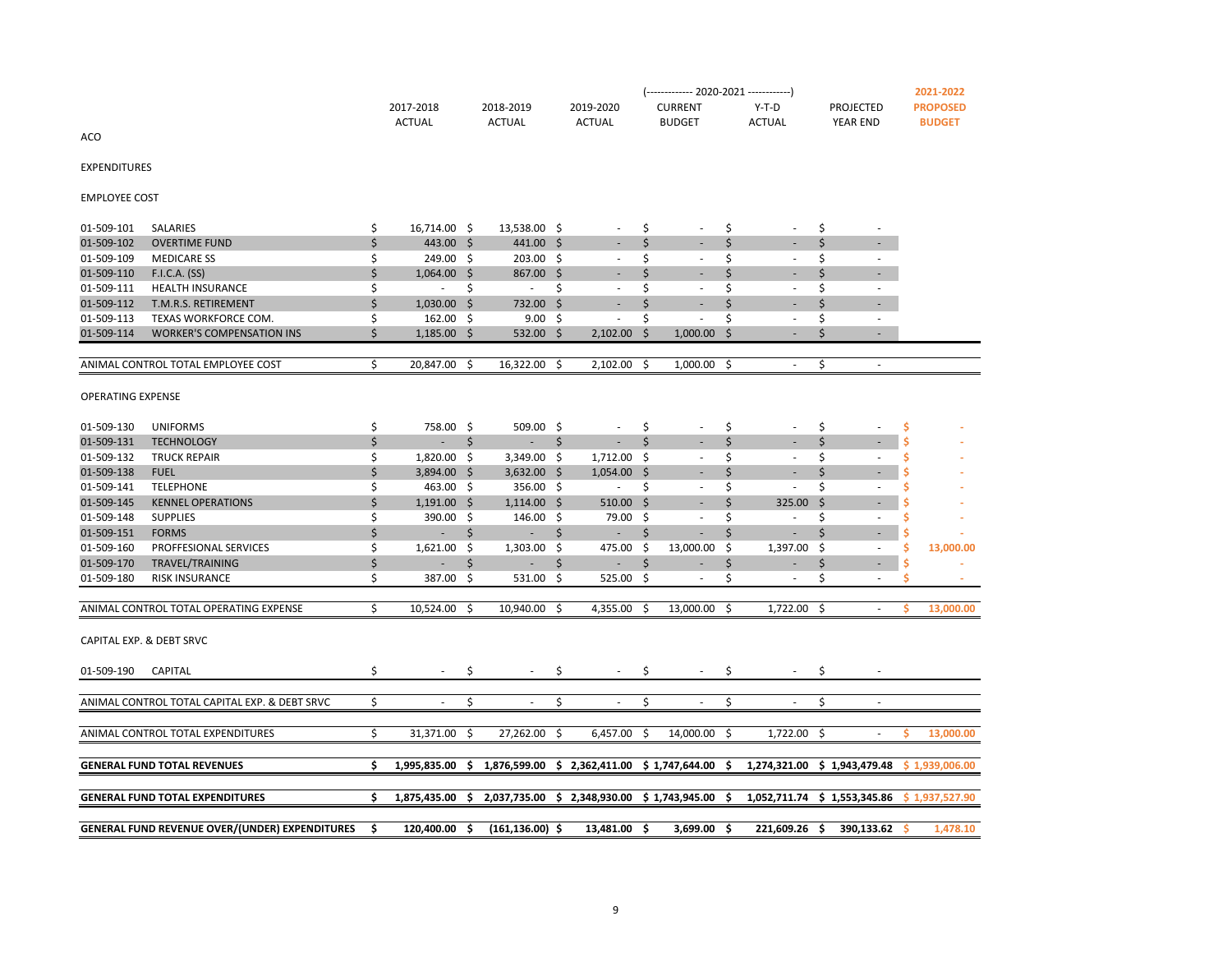| | | 2017-2018 ACTUAL | 2018-2019 ACTUAL | 2019-2020 ACTUAL | (------------ 2020-2021 -----------) CURRENT BUDGET | Y-T-D ACTUAL | PROJECTED YEAR END | 2021-2022 PROPOSED BUDGET |
|---|---|---|---|---|---|---|---|---|
| ACO | | | | | | | | |
| EXPENDITURES | | | | | | | | |
| EMPLOYEE COST | | | | | | | | |
| 01-509-101 | SALARIES | $ 16,714.00 | $ 13,538.00 | $ - | $ - | $ - | $ - | |
| 01-509-102 | OVERTIME FUND | $ 443.00 | $ 441.00 | $ - | $ - | $ - | $ - | |
| 01-509-109 | MEDICARE SS | $ 249.00 | $ 203.00 | $ - | $ - | $ - | $ - | |
| 01-509-110 | F.I.C.A. (SS) | $ 1,064.00 | $ 867.00 | $ - | $ - | $ - | $ - | |
| 01-509-111 | HEALTH INSURANCE | $ - | $ - | $ - | $ - | $ - | $ - | |
| 01-509-112 | T.M.R.S. RETIREMENT | $ 1,030.00 | $ 732.00 | $ - | $ - | $ - | $ - | |
| 01-509-113 | TEXAS WORKFORCE COM. | $ 162.00 | $ 9.00 | $ - | $ - | $ - | $ - | |
| 01-509-114 | WORKER'S COMPENSATION INS | $ 1,185.00 | $ 532.00 | $ 2,102.00 | $ 1,000.00 | $ - | $ - | |
| ANIMAL CONTROL TOTAL EMPLOYEE COST | | $ 20,847.00 | $ 16,322.00 | $ 2,102.00 | $ 1,000.00 | $ - | $ - | |
| OPERATING EXPENSE | | | | | | | | |
| 01-509-130 | UNIFORMS | $ 758.00 | $ 509.00 | $ - | $ - | $ - | $ - | $ - |
| 01-509-131 | TECHNOLOGY | $ - | $ - | $ - | $ - | $ - | $ - | $ - |
| 01-509-132 | TRUCK REPAIR | $ 1,820.00 | $ 3,349.00 | $ 1,712.00 | $ - | $ - | $ - | $ - |
| 01-509-138 | FUEL | $ 3,894.00 | $ 3,632.00 | $ 1,054.00 | $ - | $ - | $ - | $ - |
| 01-509-141 | TELEPHONE | $ 463.00 | $ 356.00 | $ - | $ - | $ - | $ - | $ - |
| 01-509-145 | KENNEL OPERATIONS | $ 1,191.00 | $ 1,114.00 | $ 510.00 | $ - | $ 325.00 | $ - | $ - |
| 01-509-148 | SUPPLIES | $ 390.00 | $ 146.00 | $ 79.00 | $ - | $ - | $ - | $ - |
| 01-509-151 | FORMS | $ - | $ - | $ - | $ - | $ - | $ - | $ - |
| 01-509-160 | PROFFESIONAL SERVICES | $ 1,621.00 | $ 1,303.00 | $ 475.00 | $ 13,000.00 | $ 1,397.00 | $ - | $ 13,000.00 |
| 01-509-170 | TRAVEL/TRAINING | $ - | $ - | $ - | $ - | $ - | $ - | $ - |
| 01-509-180 | RISK INSURANCE | $ 387.00 | $ 531.00 | $ 525.00 | $ - | $ - | $ - | $ - |
| ANIMAL CONTROL TOTAL OPERATING EXPENSE | | $ 10,524.00 | $ 10,940.00 | $ 4,355.00 | $ 13,000.00 | $ 1,722.00 | $ - | $ 13,000.00 |
| CAPITAL EXP. & DEBT SRVC | | | | | | | | |
| 01-509-190 | CAPITAL | $ - | $ - | $ - | $ - | $ - | $ - | |
| ANIMAL CONTROL TOTAL CAPITAL EXP. & DEBT SRVC | | $ - | $ - | $ - | $ - | $ - | $ - | |
| ANIMAL CONTROL TOTAL EXPENDITURES | | $ 31,371.00 | $ 27,262.00 | $ 6,457.00 | $ 14,000.00 | $ 1,722.00 | $ - | $ 13,000.00 |
| **GENERAL FUND TOTAL REVENUES** | | **$ 1,995,835.00** | **$ 1,876,599.00** | **$ 2,362,411.00** | **$ 1,747,644.00** | **$ 1,274,321.00** | **$ 1,943,479.48** | **$ 1,939,006.00** |
| **GENERAL FUND TOTAL EXPENDITURES** | | **$ 1,875,435.00** | **$ 2,037,735.00** | **$ 2,348,930.00** | **$ 1,743,945.00** | **$ 1,052,711.74** | **$ 1,553,345.86** | **$ 1,937,527.90** |
| **GENERAL FUND REVENUE OVER/(UNDER) EXPENDITURES** | | **$ 120,400.00** | **$ (161,136.00)** | **$ 13,481.00** | **$ 3,699.00** | **$ 221,609.26** | **$ 390,133.62** | **$ 1,478.10** |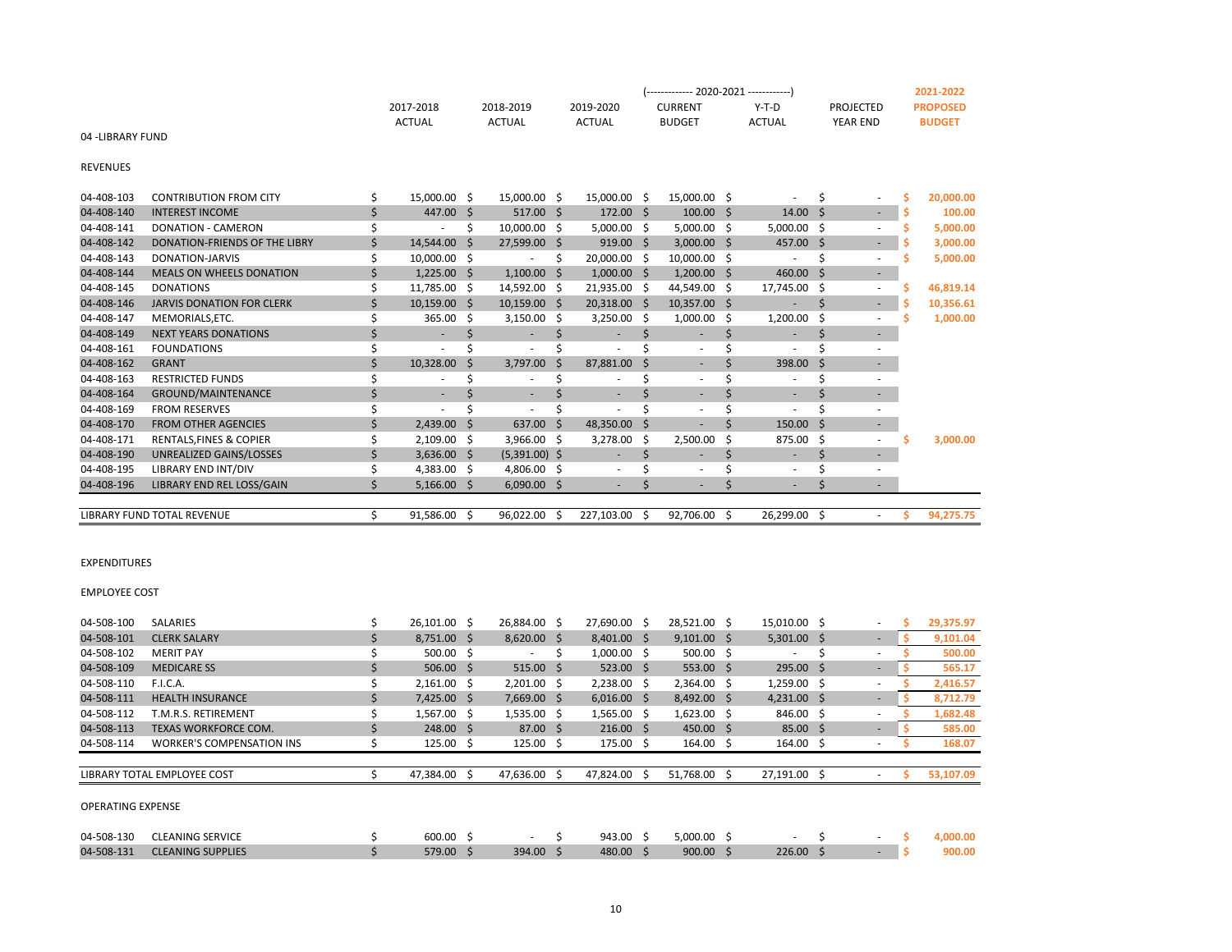## 04 -LIBRARY FUND

| | | 2017-2018 ACTUAL | 2018-2019 ACTUAL | 2019-2020 ACTUAL | (------------ 2020-2021 ------------) CURRENT BUDGET | Y-T-D ACTUAL | PROJECTED YEAR END | 2021-2022 PROPOSED BUDGET |
|---|---|---|---|---|---|---|---|---|
| **REVENUES** | | | | | | | | |
| 04-408-103 | CONTRIBUTION FROM CITY | $ 15,000.00 | $ 15,000.00 | $ 15,000.00 | $ 15,000.00 | $ - | $ - | $ 20,000.00 |
| 04-408-140 | INTEREST INCOME | $ 447.00 | $ 517.00 | $ 172.00 | $ 100.00 | $ 14.00 | $ - | $ 100.00 |
| 04-408-141 | DONATION - CAMERON | $ - | $ 10,000.00 | $ 5,000.00 | $ 5,000.00 | $ 5,000.00 | $ - | $ 5,000.00 |
| 04-408-142 | DONATION-FRIENDS OF THE LIBRY | $ 14,544.00 | $ 27,599.00 | $ 919.00 | $ 3,000.00 | $ 457.00 | $ - | $ 3,000.00 |
| 04-408-143 | DONATION-JARVIS | $ 10,000.00 | $ - | $ 20,000.00 | $ 10,000.00 | $ - | $ - | $ 5,000.00 |
| 04-408-144 | MEALS ON WHEELS DONATION | $ 1,225.00 | $ 1,100.00 | $ 1,000.00 | $ 1,200.00 | $ 460.00 | $ - | |
| 04-408-145 | DONATIONS | $ 11,785.00 | $ 14,592.00 | $ 21,935.00 | $ 44,549.00 | $ 17,745.00 | $ - | $ 46,819.14 |
| 04-408-146 | JARVIS DONATION FOR CLERK | $ 10,159.00 | $ 10,159.00 | $ 20,318.00 | $ 10,357.00 | $ - | $ - | $ 10,356.61 |
| 04-408-147 | MEMORIALS,ETC. | $ 365.00 | $ 3,150.00 | $ 3,250.00 | $ 1,000.00 | $ 1,200.00 | $ - | $ 1,000.00 |
| 04-408-149 | NEXT YEARS DONATIONS | $ - | $ - | $ - | $ - | $ - | $ - | |
| 04-408-161 | FOUNDATIONS | $ - | $ - | $ - | $ - | $ - | $ - | |
| 04-408-162 | GRANT | $ 10,328.00 | $ 3,797.00 | $ 87,881.00 | $ - | $ 398.00 | $ - | |
| 04-408-163 | RESTRICTED FUNDS | $ - | $ - | $ - | $ - | $ - | $ - | |
| 04-408-164 | GROUND/MAINTENANCE | $ - | $ - | $ - | $ - | $ - | $ - | |
| 04-408-169 | FROM RESERVES | $ - | $ - | $ - | $ - | $ - | $ - | |
| 04-408-170 | FROM OTHER AGENCIES | $ 2,439.00 | $ 637.00 | $ 48,350.00 | $ - | $ 150.00 | $ - | |
| 04-408-171 | RENTALS,FINES & COPIER | $ 2,109.00 | $ 3,966.00 | $ 3,278.00 | $ 2,500.00 | $ 875.00 | $ - | $ 3,000.00 |
| 04-408-190 | UNREALIZED GAINS/LOSSES | $ 3,636.00 | $ (5,391.00) | $ - | $ - | $ - | $ - | |
| 04-408-195 | LIBRARY END INT/DIV | $ 4,383.00 | $ 4,806.00 | $ - | $ - | $ - | $ - | |
| 04-408-196 | LIBRARY END REL LOSS/GAIN | $ 5,166.00 | $ 6,090.00 | $ - | $ - | $ - | $ - | |
| LIBRARY FUND TOTAL REVENUE | | $ 91,586.00 | $ 96,022.00 | $ 227,103.00 | $ 92,706.00 | $ 26,299.00 | $ - | $ 94,275.75 |
| **EXPENDITURES** | | | | | | | | |
| **EMPLOYEE COST** | | | | | | | | |
| 04-508-100 | SALARIES | $ 26,101.00 | $ 26,884.00 | $ 27,690.00 | $ 28,521.00 | $ 15,010.00 | $ - | $ 29,375.97 |
| 04-508-101 | CLERK SALARY | $ 8,751.00 | $ 8,620.00 | $ 8,401.00 | $ 9,101.00 | $ 5,301.00 | $ - | $ 9,101.04 |
| 04-508-102 | MERIT PAY | $ 500.00 | $ - | $ 1,000.00 | $ 500.00 | $ - | $ - | $ 500.00 |
| 04-508-109 | MEDICARE SS | $ 506.00 | $ 515.00 | $ 523.00 | $ 553.00 | $ 295.00 | $ - | $ 565.17 |
| 04-508-110 | F.I.C.A. | $ 2,161.00 | $ 2,201.00 | $ 2,238.00 | $ 2,364.00 | $ 1,259.00 | $ - | $ 2,416.57 |
| 04-508-111 | HEALTH INSURANCE | $ 7,425.00 | $ 7,669.00 | $ 6,016.00 | $ 8,492.00 | $ 4,231.00 | $ - | $ 8,712.79 |
| 04-508-112 | T.M.R.S. RETIREMENT | $ 1,567.00 | $ 1,535.00 | $ 1,565.00 | $ 1,623.00 | $ 846.00 | $ - | $ 1,682.48 |
| 04-508-113 | TEXAS WORKFORCE COM. | $ 248.00 | $ 87.00 | $ 216.00 | $ 450.00 | $ 85.00 | $ - | $ 585.00 |
| 04-508-114 | WORKER'S COMPENSATION INS | $ 125.00 | $ 125.00 | $ 175.00 | $ 164.00 | $ 164.00 | $ - | $ 168.07 |
| LIBRARY TOTAL EMPLOYEE COST | | $ 47,384.00 | $ 47,636.00 | $ 47,824.00 | $ 51,768.00 | $ 27,191.00 | $ - | $ 53,107.09 |
| **OPERATING EXPENSE** | | | | | | | | |
| 04-508-130 | CLEANING SERVICE | $ 600.00 | $ - | $ 943.00 | $ 5,000.00 | $ - | $ - | $ 4,000.00 |
| 04-508-131 | CLEANING SUPPLIES | $ 579.00 | $ 394.00 | $ 480.00 | $ 900.00 | $ 226.00 | $ - | $ 900.00 |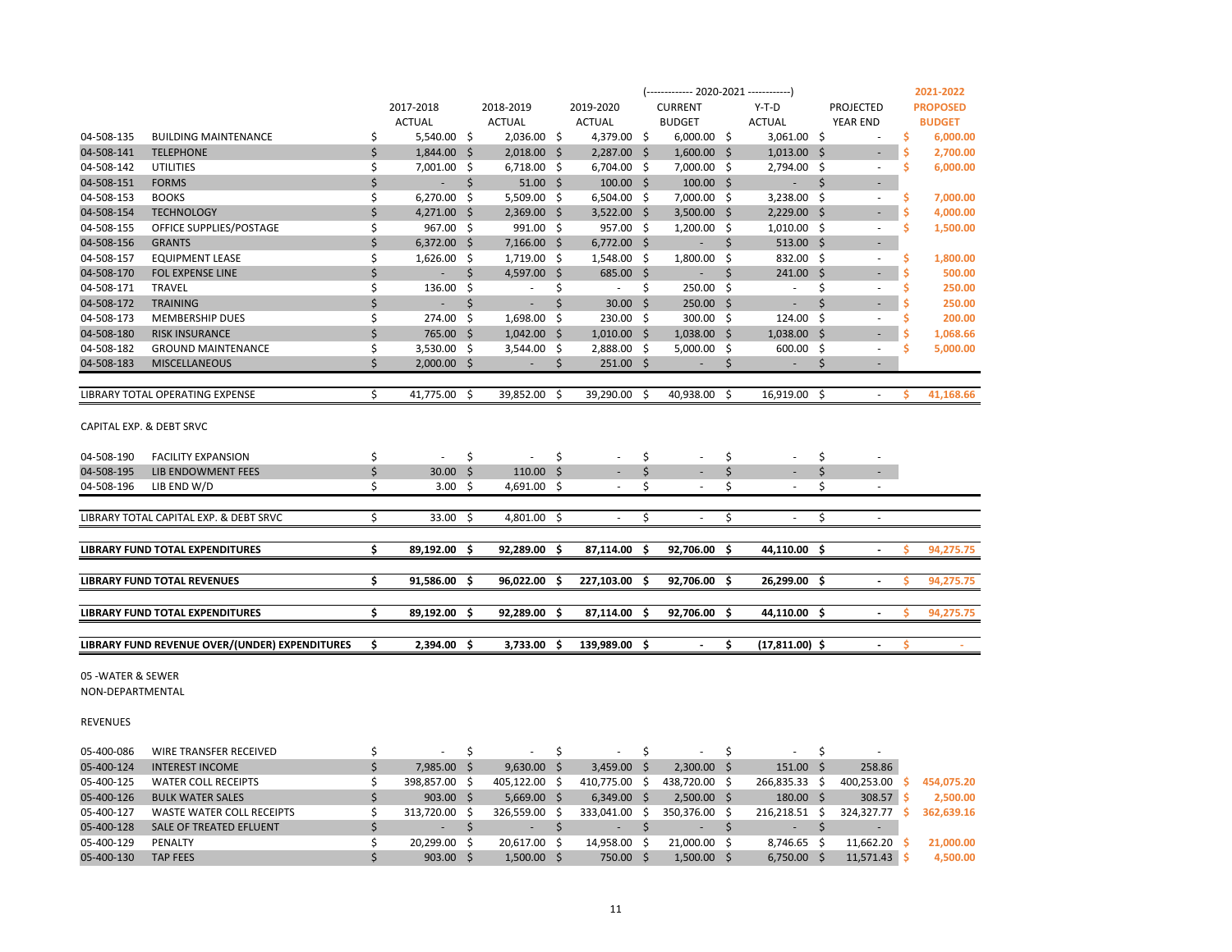| | | 2017-2018 ACTUAL | 2018-2019 ACTUAL | 2019-2020 ACTUAL | (------------- 2020-2021 ------------) CURRENT BUDGET | Y-T-D ACTUAL | PROJECTED YEAR END | 2021-2022 PROPOSED BUDGET |
|---|---|---|---|---|---|---|---|---|
| 04-508-135 | BUILDING MAINTENANCE | $ 5,540.00 | $ 2,036.00 | $ 4,379.00 | $ 6,000.00 | $ 3,061.00 | $ - | $ 6,000.00 |
| 04-508-141 | TELEPHONE | $ 1,844.00 | $ 2,018.00 | $ 2,287.00 | $ 1,600.00 | $ 1,013.00 | $ - | $ 2,700.00 |
| 04-508-142 | UTILITIES | $ 7,001.00 | $ 6,718.00 | $ 6,704.00 | $ 7,000.00 | $ 2,794.00 | $ - | $ 6,000.00 |
| 04-508-151 | FORMS | $ - | $ 51.00 | $ 100.00 | $ 100.00 | $ - | $ - | |
| 04-508-153 | BOOKS | $ 6,270.00 | $ 5,509.00 | $ 6,504.00 | $ 7,000.00 | $ 3,238.00 | $ - | $ 7,000.00 |
| 04-508-154 | TECHNOLOGY | $ 4,271.00 | $ 2,369.00 | $ 3,522.00 | $ 3,500.00 | $ 2,229.00 | $ - | $ 4,000.00 |
| 04-508-155 | OFFICE SUPPLIES/POSTAGE | $ 967.00 | $ 991.00 | $ 957.00 | $ 1,200.00 | $ 1,010.00 | $ - | $ 1,500.00 |
| 04-508-156 | GRANTS | $ 6,372.00 | $ 7,166.00 | $ 6,772.00 | $ - | $ 513.00 | $ - | |
| 04-508-157 | EQUIPMENT LEASE | $ 1,626.00 | $ 1,719.00 | $ 1,548.00 | $ 1,800.00 | $ 832.00 | $ - | $ 1,800.00 |
| 04-508-170 | FOL EXPENSE LINE | $ - | $ 4,597.00 | $ 685.00 | $ - | $ 241.00 | $ - | $ 500.00 |
| 04-508-171 | TRAVEL | $ 136.00 | $ - | $ - | $ 250.00 | $ - | $ - | $ 250.00 |
| 04-508-172 | TRAINING | $ - | $ - | $ 30.00 | $ 250.00 | $ - | $ - | $ 250.00 |
| 04-508-173 | MEMBERSHIP DUES | $ 274.00 | $ 1,698.00 | $ 230.00 | $ 300.00 | $ 124.00 | $ - | $ 200.00 |
| 04-508-180 | RISK INSURANCE | $ 765.00 | $ 1,042.00 | $ 1,010.00 | $ 1,038.00 | $ 1,038.00 | $ - | $ 1,068.66 |
| 04-508-182 | GROUND MAINTENANCE | $ 3,530.00 | $ 3,544.00 | $ 2,888.00 | $ 5,000.00 | $ 600.00 | $ - | $ 5,000.00 |
| 04-508-183 | MISCELLANEOUS | $ 2,000.00 | $ - | $ 251.00 | $ - | $ - | $ - | |
| LIBRARY TOTAL OPERATING EXPENSE | | $ 41,775.00 | $ 39,852.00 | $ 39,290.00 | $ 40,938.00 | $ 16,919.00 | $ - | $ 41,168.66 |
| CAPITAL EXP. & DEBT SRVC | | | | | | | | |
| 04-508-190 | FACILITY EXPANSION | $ - | $ - | $ - | $ - | $ - | $ - | |
| 04-508-195 | LIB ENDOWMENT FEES | $ 30.00 | $ 110.00 | $ - | $ - | $ - | $ - | |
| 04-508-196 | LIB END W/D | $ 3.00 | $ 4,691.00 | $ - | $ - | $ - | $ - | |
| LIBRARY TOTAL CAPITAL EXP. & DEBT SRVC | | $ 33.00 | $ 4,801.00 | $ - | $ - | $ - | $ - | |
| **LIBRARY FUND TOTAL EXPENDITURES** | | **$ 89,192.00** | **$ 92,289.00** | **$ 87,114.00** | **$ 92,706.00** | **$ 44,110.00** | **$ -** | $ 94,275.75 |
| **LIBRARY FUND TOTAL REVENUES** | | **$ 91,586.00** | **$ 96,022.00** | **$ 227,103.00** | **$ 92,706.00** | **$ 26,299.00** | **$ -** | $ 94,275.75 |
| **LIBRARY FUND TOTAL EXPENDITURES** | | **$ 89,192.00** | **$ 92,289.00** | **$ 87,114.00** | **$ 92,706.00** | **$ 44,110.00** | **$ -** | $ 94,275.75 |
| **LIBRARY FUND REVENUE OVER/(UNDER) EXPENDITURES** | | **$ 2,394.00** | **$ 3,733.00** | **$ 139,989.00** | **$ -** | **$ (17,811.00)** | **$ -** | $ - |

05 -WATER & SEWER
NON-DEPARTMENTAL

REVENUES

| | | 2017-2018 ACTUAL | 2018-2019 ACTUAL | 2019-2020 ACTUAL | 2020-2021 CURRENT BUDGET | Y-T-D ACTUAL | PROJECTED YEAR END | 2021-2022 PROPOSED BUDGET |
|---|---|---|---|---|---|---|---|---|
| 05-400-086 | WIRE TRANSFER RECEIVED | $ - | $ - | $ - | $ - | $ - | $ - | |
| 05-400-124 | INTEREST INCOME | $ 7,985.00 | $ 9,630.00 | $ 3,459.00 | $ 2,300.00 | $ 151.00 | $ 258.86 | |
| 05-400-125 | WATER COLL RECEIPTS | $ 398,857.00 | $ 405,122.00 | $ 410,775.00 | $ 438,720.00 | $ 266,835.33 | $ 400,253.00 | $ 454,075.20 |
| 05-400-126 | BULK WATER SALES | $ 903.00 | $ 5,669.00 | $ 6,349.00 | $ 2,500.00 | $ 180.00 | $ 308.57 | $ 2,500.00 |
| 05-400-127 | WASTE WATER COLL RECEIPTS | $ 313,720.00 | $ 326,559.00 | $ 333,041.00 | $ 350,376.00 | $ 216,218.51 | $ 324,327.77 | $ 362,639.16 |
| 05-400-128 | SALE OF TREATED EFFLUENT | $ - | $ - | $ - | $ - | $ - | $ - | |
| 05-400-129 | PENALTY | $ 20,299.00 | $ 20,617.00 | $ 14,958.00 | $ 21,000.00 | $ 8,746.65 | $ 11,662.20 | $ 21,000.00 |
| 05-400-130 | TAP FEES | $ 903.00 | $ 1,500.00 | $ 750.00 | $ 1,500.00 | $ 6,750.00 | $ 11,571.43 | $ 4,500.00 |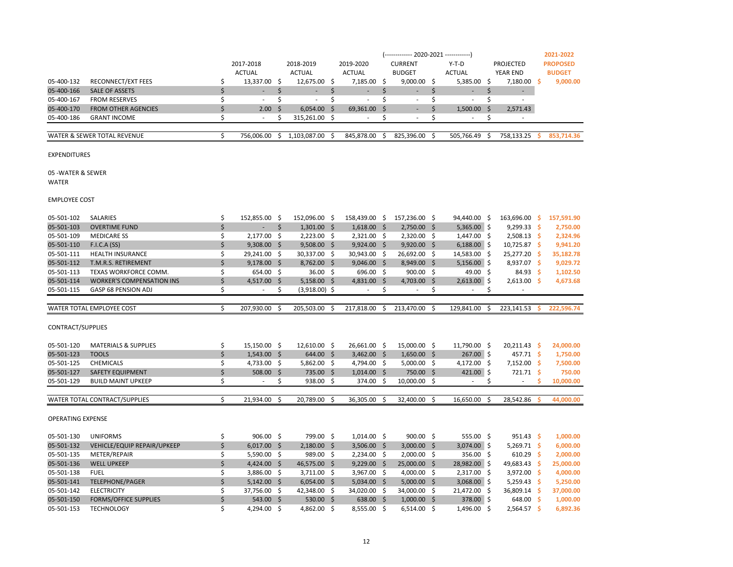| | | 2017-2018 ACTUAL | 2018-2019 ACTUAL | 2019-2020 ACTUAL | (------------- 2020-2021 ------------) CURRENT BUDGET | Y-T-D ACTUAL | PROJECTED YEAR END | 2021-2022 PROPOSED BUDGET |
|---|---|---|---|---|---|---|---|---|
| 05-400-132 | RECONNECT/EXT FEES | $ 13,337.00 | $ 12,675.00 | $ 7,185.00 | $ 9,000.00 | $ 5,385.00 | $ 7,180.00 | $ 9,000.00 |
| 05-400-166 | SALE OF ASSETS | $ - | $ - | $ - | $ - | $ - | $ - | |
| 05-400-167 | FROM RESERVES | $ - | $ - | $ - | $ - | $ - | $ - | |
| 05-400-170 | FROM OTHER AGENCIES | $ 2.00 | $ 6,054.00 | $ 69,361.00 | $ - | $ 1,500.00 | $ 2,571.43 | |
| 05-400-186 | GRANT INCOME | $ - | $ 315,261.00 | $ - | $ - | $ - | $ - | |
| | | | | | | | | |
| WATER & SEWER TOTAL REVENUE | | $ 756,006.00 | $ 1,103,087.00 | $ 845,878.00 | $ 825,396.00 | $ 505,766.49 | $ 758,133.25 | $ 853,714.36 |

EXPENDITURES

05 -WATER & SEWER

WATER

EMPLOYEE COST

| | | 2017-2018 ACTUAL | 2018-2019 ACTUAL | 2019-2020 ACTUAL | 2020-2021 CURRENT BUDGET | 2020-2021 Y-T-D ACTUAL | PROJECTED YEAR END | 2021-2022 PROPOSED BUDGET |
|---|---|---|---|---|---|---|---|---|
| 05-501-102 | SALARIES | $ 152,855.00 | $ 152,096.00 | $ 158,439.00 | $ 157,236.00 | $ 94,440.00 | $ 163,696.00 | $ 157,591.90 |
| 05-501-103 | OVERTIME FUND | $ - | $ 1,301.00 | $ 1,618.00 | $ 2,750.00 | $ 5,365.00 | $ 9,299.33 | $ 2,750.00 |
| 05-501-109 | MEDICARE SS | $ 2,177.00 | $ 2,223.00 | $ 2,321.00 | $ 2,320.00 | $ 1,447.00 | $ 2,508.13 | $ 2,324.96 |
| 05-501-110 | F.I.C.A (SS) | $ 9,308.00 | $ 9,508.00 | $ 9,924.00 | $ 9,920.00 | $ 6,188.00 | $ 10,725.87 | $ 9,941.20 |
| 05-501-111 | HEALTH INSURANCE | $ 29,241.00 | $ 30,337.00 | $ 30,943.00 | $ 26,692.00 | $ 14,583.00 | $ 25,277.20 | $ 35,182.78 |
| 05-501-112 | T.M.R.S. RETIREMENT | $ 9,178.00 | $ 8,762.00 | $ 9,046.00 | $ 8,949.00 | $ 5,156.00 | $ 8,937.07 | $ 9,029.72 |
| 05-501-113 | TEXAS WORKFORCE COMM. | $ 654.00 | $ 36.00 | $ 696.00 | $ 900.00 | $ 49.00 | $ 84.93 | $ 1,102.50 |
| 05-501-114 | WORKER'S COMPENSATION INS | $ 4,517.00 | $ 5,158.00 | $ 4,831.00 | $ 4,703.00 | $ 2,613.00 | $ 2,613.00 | $ 4,673.68 |
| 05-501-115 | GASP 68 PENSION ADJ | $ - | $ (3,918.00) | $ - | $ - | $ - | $ - | |
| | | | | | | | | |
| WATER TOTAL EMPLOYEE COST | | $ 207,930.00 | $ 205,503.00 | $ 217,818.00 | $ 213,470.00 | $ 129,841.00 | $ 223,141.53 | $ 222,596.74 |

CONTRACT/SUPPLIES

| | | 2017-2018 ACTUAL | 2018-2019 ACTUAL | 2019-2020 ACTUAL | 2020-2021 CURRENT BUDGET | 2020-2021 Y-T-D ACTUAL | PROJECTED YEAR END | 2021-2022 PROPOSED BUDGET |
|---|---|---|---|---|---|---|---|---|
| 05-501-120 | MATERIALS & SUPPLIES | $ 15,150.00 | $ 12,610.00 | $ 26,661.00 | $ 15,000.00 | $ 11,790.00 | $ 20,211.43 | $ 24,000.00 |
| 05-501-123 | TOOLS | $ 1,543.00 | $ 644.00 | $ 3,462.00 | $ 1,650.00 | $ 267.00 | $ 457.71 | $ 1,750.00 |
| 05-501-125 | CHEMICALS | $ 4,733.00 | $ 5,862.00 | $ 4,794.00 | $ 5,000.00 | $ 4,172.00 | $ 7,152.00 | $ 7,500.00 |
| 05-501-127 | SAFETY EQUIPMENT | $ 508.00 | $ 735.00 | $ 1,014.00 | $ 750.00 | $ 421.00 | $ 721.71 | $ 750.00 |
| 05-501-129 | BUILD MAINT UPKEEP | $ - | $ 938.00 | $ 374.00 | $ 10,000.00 | $ - | $ - | $ 10,000.00 |
| | | | | | | | | |
| WATER TOTAL CONTRACT/SUPPLIES | | $ 21,934.00 | $ 20,789.00 | $ 36,305.00 | $ 32,400.00 | $ 16,650.00 | $ 28,542.86 | $ 44,000.00 |

OPERATING EXPENSE

| | | 2017-2018 ACTUAL | 2018-2019 ACTUAL | 2019-2020 ACTUAL | 2020-2021 CURRENT BUDGET | 2020-2021 Y-T-D ACTUAL | PROJECTED YEAR END | 2021-2022 PROPOSED BUDGET |
|---|---|---|---|---|---|---|---|---|
| 05-501-130 | UNIFORMS | $ 906.00 | $ 799.00 | $ 1,014.00 | $ 900.00 | $ 555.00 | $ 951.43 | $ 1,000.00 |
| 05-501-132 | VEHICLE/EQUIP REPAIR/UPKEEP | $ 6,017.00 | $ 2,180.00 | $ 3,506.00 | $ 3,000.00 | $ 3,074.00 | $ 5,269.71 | $ 6,000.00 |
| 05-501-135 | METER/REPAIR | $ 5,590.00 | $ 989.00 | $ 2,234.00 | $ 2,000.00 | $ 356.00 | $ 610.29 | $ 2,000.00 |
| 05-501-136 | WELL UPKEEP | $ 4,424.00 | $ 46,575.00 | $ 9,229.00 | $ 25,000.00 | $ 28,982.00 | $ 49,683.43 | $ 25,000.00 |
| 05-501-138 | FUEL | $ 3,886.00 | $ 3,711.00 | $ 3,967.00 | $ 4,000.00 | $ 2,317.00 | $ 3,972.00 | $ 4,000.00 |
| 05-501-141 | TELEPHONE/PAGER | $ 5,142.00 | $ 6,054.00 | $ 5,034.00 | $ 5,000.00 | $ 3,068.00 | $ 5,259.43 | $ 5,250.00 |
| 05-501-142 | ELECTRICITY | $ 37,756.00 | $ 42,348.00 | $ 34,020.00 | $ 34,000.00 | $ 21,472.00 | $ 36,809.14 | $ 37,000.00 |
| 05-501-150 | FORMS/OFFICE SUPPLIES | $ 543.00 | $ 530.00 | $ 638.00 | $ 1,000.00 | $ 378.00 | $ 648.00 | $ 1,000.00 |
| 05-501-153 | TECHNOLOGY | $ 4,294.00 | $ 4,862.00 | $ 8,555.00 | $ 6,514.00 | $ 1,496.00 | $ 2,564.57 | $ 6,892.36 |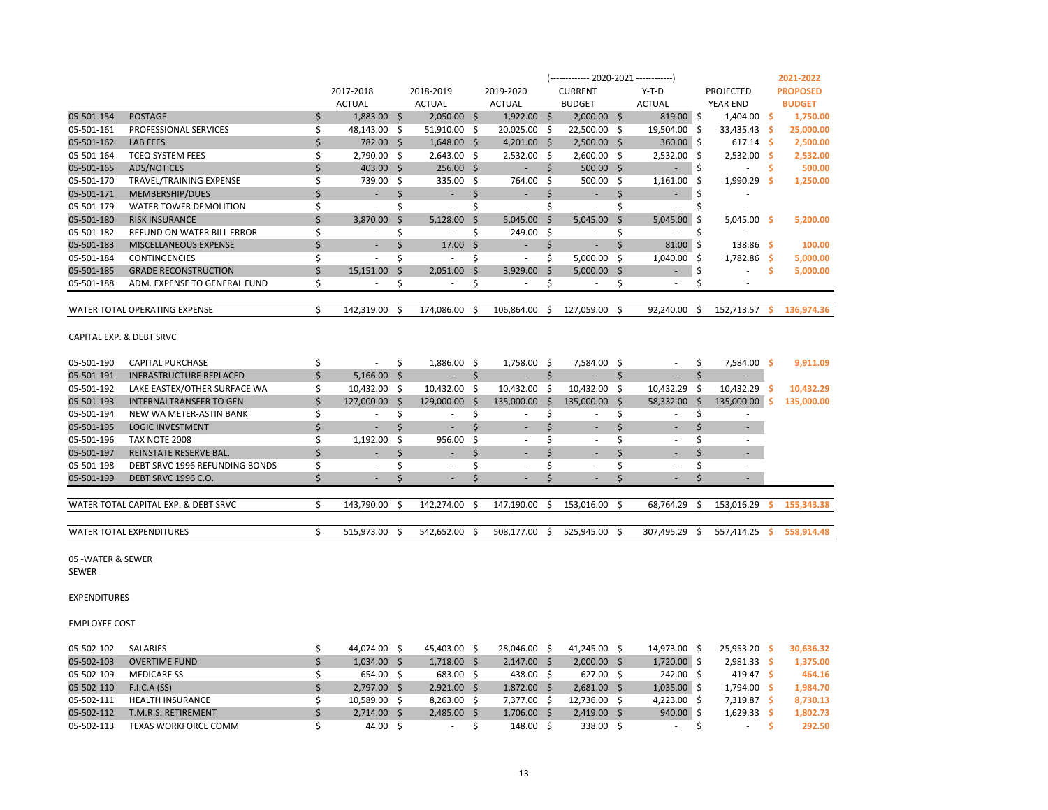| | | 2017-2018 ACTUAL | 2018-2019 ACTUAL | 2019-2020 ACTUAL | 2020-2021 CURRENT BUDGET | 2020-2021 Y-T-D ACTUAL | PROJECTED YEAR END | 2021-2022 PROPOSED BUDGET |
|---|---|---|---|---|---|---|---|---|
| 05-501-154 | POSTAGE | $ 1,883.00 | $ 2,050.00 | $ 1,922.00 | $ 2,000.00 | $ 819.00 | $ 1,404.00 | $ 1,750.00 |
| 05-501-161 | PROFESSIONAL SERVICES | $ 48,143.00 | $ 51,910.00 | $ 20,025.00 | $ 22,500.00 | $ 19,504.00 | $ 33,435.43 | $ 25,000.00 |
| 05-501-162 | LAB FEES | $ 782.00 | $ 1,648.00 | $ 4,201.00 | $ 2,500.00 | $ 360.00 | $ 617.14 | $ 2,500.00 |
| 05-501-164 | TCEQ SYSTEM FEES | $ 2,790.00 | $ 2,643.00 | $ 2,532.00 | $ 2,600.00 | $ 2,532.00 | $ 2,532.00 | $ 2,532.00 |
| 05-501-165 | ADS/NOTICES | $ 403.00 | $ 256.00 | $ - | $ 500.00 | $ - | $ - | $ 500.00 |
| 05-501-170 | TRAVEL/TRAINING EXPENSE | $ 739.00 | $ 335.00 | $ 764.00 | $ 500.00 | $ 1,161.00 | $ 1,990.29 | $ 1,250.00 |
| 05-501-171 | MEMBERSHIP/DUES | $ - | $ - | $ - | $ - | $ - | $ - | |
| 05-501-179 | WATER TOWER DEMOLITION | $ - | $ - | $ - | $ - | $ - | $ - | |
| 05-501-180 | RISK INSURANCE | $ 3,870.00 | $ 5,128.00 | $ 5,045.00 | $ 5,045.00 | $ 5,045.00 | $ 5,045.00 | $ 5,200.00 |
| 05-501-182 | REFUND ON WATER BILL ERROR | $ - | $ - | $ 249.00 | $ - | $ - | $ - | |
| 05-501-183 | MISCELLANEOUS EXPENSE | $ - | $ 17.00 | $ - | $ - | $ 81.00 | $ 138.86 | $ 100.00 |
| 05-501-184 | CONTINGENCIES | $ - | $ - | $ - | $ 5,000.00 | $ 1,040.00 | $ 1,782.86 | $ 5,000.00 |
| 05-501-185 | GRADE RECONSTRUCTION | $ 15,151.00 | $ 2,051.00 | $ 3,929.00 | $ 5,000.00 | $ - | $ - | $ 5,000.00 |
| 05-501-188 | ADM. EXPENSE TO GENERAL FUND | $ - | $ - | $ - | $ - | $ - | $ - | |
| WATER TOTAL OPERATING EXPENSE | | $ 142,319.00 | $ 174,086.00 | $ 106,864.00 | $ 127,059.00 | $ 92,240.00 | $ 152,713.57 | $ 136,974.36 |

CAPITAL EXP. & DEBT SRVC

| | | 2017-2018 ACTUAL | 2018-2019 ACTUAL | 2019-2020 ACTUAL | 2020-2021 CURRENT BUDGET | 2020-2021 Y-T-D ACTUAL | PROJECTED YEAR END | 2021-2022 PROPOSED BUDGET |
|---|---|---|---|---|---|---|---|---|
| 05-501-190 | CAPITAL PURCHASE | $ - | $ 1,886.00 | $ 1,758.00 | $ 7,584.00 | $ - | $ 7,584.00 | $ 9,911.09 |
| 05-501-191 | INFRASTRUCTURE REPLACED | $ 5,166.00 | $ - | $ - | $ - | $ - | $ - | |
| 05-501-192 | LAKE EASTEX/OTHER SURFACE WA | $ 10,432.00 | $ 10,432.00 | $ 10,432.00 | $ 10,432.00 | $ 10,432.29 | $ 10,432.29 | $ 10,432.29 |
| 05-501-193 | INTERNALTRANSFER TO GEN | $ 127,000.00 | $ 129,000.00 | $ 135,000.00 | $ 135,000.00 | $ 58,332.00 | $ 135,000.00 | $ 135,000.00 |
| 05-501-194 | NEW WA METER-ASTIN BANK | $ - | $ - | $ - | $ - | $ - | $ - | |
| 05-501-195 | LOGIC INVESTMENT | $ - | $ - | $ - | $ - | $ - | $ - | |
| 05-501-196 | TAX NOTE 2008 | $ 1,192.00 | $ 956.00 | $ - | $ - | $ - | $ - | |
| 05-501-197 | REINSTATE RESERVE BAL. | $ - | $ - | $ - | $ - | $ - | $ - | |
| 05-501-198 | DEBT SRVC 1996 REFUNDING BONDS | $ - | $ - | $ - | $ - | $ - | $ - | |
| 05-501-199 | DEBT SRVC 1996 C.O. | $ - | $ - | $ - | $ - | $ - | $ - | |
| WATER TOTAL CAPITAL EXP. & DEBT SRVC | | $ 143,790.00 | $ 142,274.00 | $ 147,190.00 | $ 153,016.00 | $ 68,764.29 | $ 153,016.29 | $ 155,343.38 |
| WATER TOTAL EXPENDITURES | | $ 515,973.00 | $ 542,652.00 | $ 508,177.00 | $ 525,945.00 | $ 307,495.29 | $ 557,414.25 | $ 558,914.48 |

05 -WATER & SEWER

SEWER

EXPENDITURES

EMPLOYEE COST

| | | 2017-2018 ACTUAL | 2018-2019 ACTUAL | 2019-2020 ACTUAL | 2020-2021 CURRENT BUDGET | 2020-2021 Y-T-D ACTUAL | PROJECTED YEAR END | 2021-2022 PROPOSED BUDGET |
|---|---|---|---|---|---|---|---|---|
| 05-502-102 | SALARIES | $ 44,074.00 | $ 45,403.00 | $ 28,046.00 | $ 41,245.00 | $ 14,973.00 | $ 25,953.20 | $ 30,636.32 |
| 05-502-103 | OVERTIME FUND | $ 1,034.00 | $ 1,718.00 | $ 2,147.00 | $ 2,000.00 | $ 1,720.00 | $ 2,981.33 | $ 1,375.00 |
| 05-502-109 | MEDICARE SS | $ 654.00 | $ 683.00 | $ 438.00 | $ 627.00 | $ 242.00 | $ 419.47 | $ 464.16 |
| 05-502-110 | F.I.C.A (SS) | $ 2,797.00 | $ 2,921.00 | $ 1,872.00 | $ 2,681.00 | $ 1,035.00 | $ 1,794.00 | $ 1,984.70 |
| 05-502-111 | HEALTH INSURANCE | $ 10,589.00 | $ 8,263.00 | $ 7,377.00 | $ 12,736.00 | $ 4,223.00 | $ 7,319.87 | $ 8,730.13 |
| 05-502-112 | T.M.R.S. RETIREMENT | $ 2,714.00 | $ 2,485.00 | $ 1,706.00 | $ 2,419.00 | $ 940.00 | $ 1,629.33 | $ 1,802.73 |
| 05-502-113 | TEXAS WORKFORCE COMM | $ 44.00 | $ - | $ 148.00 | $ 338.00 | $ - | $ - | $ 292.50 |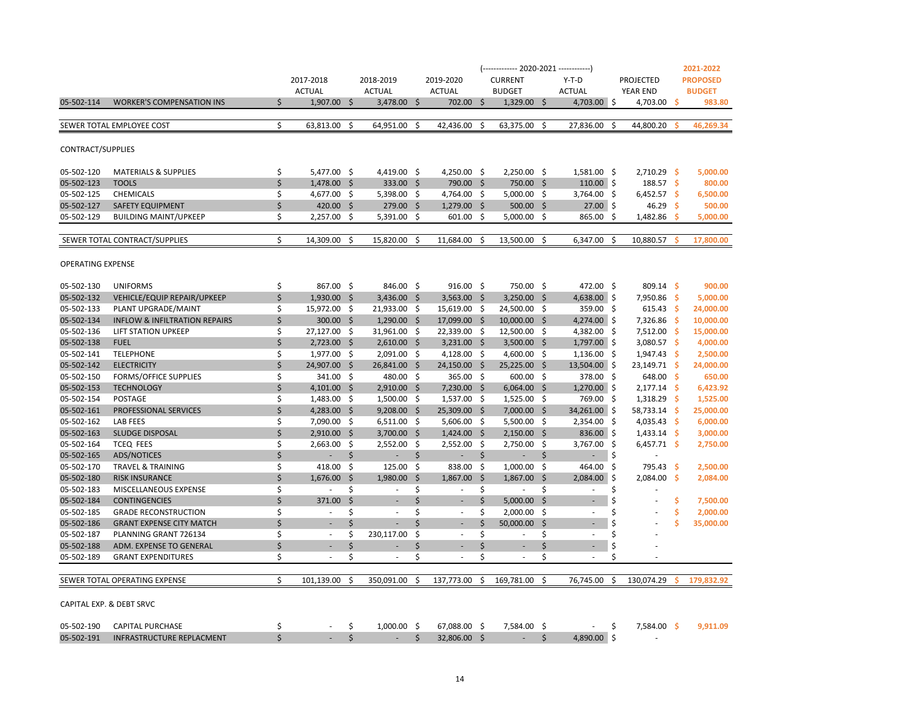| | | 2017-2018 ACTUAL | 2018-2019 ACTUAL | 2019-2020 ACTUAL | (------------- 2020-2021 ------------) CURRENT BUDGET | Y-T-D ACTUAL | PROJECTED YEAR END | 2021-2022 PROPOSED BUDGET |
|---|---|---|---|---|---|---|---|---|
| 05-502-114 | WORKER'S COMPENSATION INS | $ 1,907.00 | $ 3,478.00 | $ 702.00 | $ 1,329.00 | $ 4,703.00 | $ 4,703.00 | $ 983.80 |
| | | | | | | | | |
| SEWER TOTAL EMPLOYEE COST | | $ 63,813.00 | $ 64,951.00 | $ 42,436.00 | $ 63,375.00 | $ 27,836.00 | $ 44,800.20 | $ 46,269.34 |
| | | | | | | | | |
| CONTRACT/SUPPLIES | | | | | | | | |
| | | | | | | | | |
| 05-502-120 | MATERIALS & SUPPLIES | $ 5,477.00 | $ 4,419.00 | $ 4,250.00 | $ 2,250.00 | $ 1,581.00 | $ 2,710.29 | $ 5,000.00 |
| 05-502-123 | TOOLS | $ 1,478.00 | $ 333.00 | $ 790.00 | $ 750.00 | $ 110.00 | $ 188.57 | $ 800.00 |
| 05-502-125 | CHEMICALS | $ 4,677.00 | $ 5,398.00 | $ 4,764.00 | $ 5,000.00 | $ 3,764.00 | $ 6,452.57 | $ 6,500.00 |
| 05-502-127 | SAFETY EQUIPMENT | $ 420.00 | $ 279.00 | $ 1,279.00 | $ 500.00 | $ 27.00 | $ 46.29 | $ 500.00 |
| 05-502-129 | BUILDING MAINT/UPKEEP | $ 2,257.00 | $ 5,391.00 | $ 601.00 | $ 5,000.00 | $ 865.00 | $ 1,482.86 | $ 5,000.00 |
| | | | | | | | | |
| SEWER TOTAL CONTRACT/SUPPLIES | | $ 14,309.00 | $ 15,820.00 | $ 11,684.00 | $ 13,500.00 | $ 6,347.00 | $ 10,880.57 | $ 17,800.00 |
| | | | | | | | | |
| OPERATING EXPENSE | | | | | | | | |
| | | | | | | | | |
| 05-502-130 | UNIFORMS | $ 867.00 | $ 846.00 | $ 916.00 | $ 750.00 | $ 472.00 | $ 809.14 | $ 900.00 |
| 05-502-132 | VEHICLE/EQUIP REPAIR/UPKEEP | $ 1,930.00 | $ 3,436.00 | $ 3,563.00 | $ 3,250.00 | $ 4,638.00 | $ 7,950.86 | $ 5,000.00 |
| 05-502-133 | PLANT UPGRADE/MAINT | $ 15,972.00 | $ 21,933.00 | $ 15,619.00 | $ 24,500.00 | $ 359.00 | $ 615.43 | $ 24,000.00 |
| 05-502-134 | INFLOW & INFILTRATION REPAIRS | $ 300.00 | $ 1,290.00 | $ 17,099.00 | $ 10,000.00 | $ 4,274.00 | $ 7,326.86 | $ 10,000.00 |
| 05-502-136 | LIFT STATION UPKEEP | $ 27,127.00 | $ 31,961.00 | $ 22,339.00 | $ 12,500.00 | $ 4,382.00 | $ 7,512.00 | $ 15,000.00 |
| 05-502-138 | FUEL | $ 2,723.00 | $ 2,610.00 | $ 3,231.00 | $ 3,500.00 | $ 1,797.00 | $ 3,080.57 | $ 4,000.00 |
| 05-502-141 | TELEPHONE | $ 1,977.00 | $ 2,091.00 | $ 4,128.00 | $ 4,600.00 | $ 1,136.00 | $ 1,947.43 | $ 2,500.00 |
| 05-502-142 | ELECTRICITY | $ 24,907.00 | $ 26,841.00 | $ 24,150.00 | $ 25,225.00 | $ 13,504.00 | $ 23,149.71 | $ 24,000.00 |
| 05-502-150 | FORMS/OFFICE SUPPLIES | $ 341.00 | $ 480.00 | $ 365.00 | $ 600.00 | $ 378.00 | $ 648.00 | $ 650.00 |
| 05-502-153 | TECHNOLOGY | $ 4,101.00 | $ 2,910.00 | $ 7,230.00 | $ 6,064.00 | $ 1,270.00 | $ 2,177.14 | $ 6,423.92 |
| 05-502-154 | POSTAGE | $ 1,483.00 | $ 1,500.00 | $ 1,537.00 | $ 1,525.00 | $ 769.00 | $ 1,318.29 | $ 1,525.00 |
| 05-502-161 | PROFESSIONAL SERVICES | $ 4,283.00 | $ 9,208.00 | $ 25,309.00 | $ 7,000.00 | $ 34,261.00 | $ 58,733.14 | $ 25,000.00 |
| 05-502-162 | LAB FEES | $ 7,090.00 | $ 6,511.00 | $ 5,606.00 | $ 5,500.00 | $ 2,354.00 | $ 4,035.43 | $ 6,000.00 |
| 05-502-163 | SLUDGE DISPOSAL | $ 2,910.00 | $ 3,700.00 | $ 1,424.00 | $ 2,150.00 | $ 836.00 | $ 1,433.14 | $ 3,000.00 |
| 05-502-164 | TCEQ FEES | $ 2,663.00 | $ 2,552.00 | $ 2,552.00 | $ 2,750.00 | $ 3,767.00 | $ 6,457.71 | $ 2,750.00 |
| 05-502-165 | ADS/NOTICES | $ - | $ - | $ - | $ - | $ - | $ - | |
| 05-502-170 | TRAVEL & TRAINING | $ 418.00 | $ 125.00 | $ 838.00 | $ 1,000.00 | $ 464.00 | $ 795.43 | $ 2,500.00 |
| 05-502-180 | RISK INSURANCE | $ 1,676.00 | $ 1,980.00 | $ 1,867.00 | $ 1,867.00 | $ 2,084.00 | $ 2,084.00 | $ 2,084.00 |
| 05-502-183 | MISCELLANEOUS EXPENSE | $ - | $ - | $ - | $ - | $ - | $ - | |
| 05-502-184 | CONTINGENCIES | $ 371.00 | $ - | $ - | $ 5,000.00 | $ - | $ - | $ 7,500.00 |
| 05-502-185 | GRADE RECONSTRUCTION | $ - | $ - | $ - | $ 2,000.00 | $ - | $ - | $ 2,000.00 |
| 05-502-186 | GRANT EXPENSE CITY MATCH | $ - | $ - | $ - | $ 50,000.00 | $ - | $ - | $ 35,000.00 |
| 05-502-187 | PLANNING GRANT 726134 | $ - | $ 230,117.00 | $ - | $ - | $ - | $ - | |
| 05-502-188 | ADM. EXPENSE TO GENERAL | $ - | $ - | $ - | $ - | $ - | $ - | |
| 05-502-189 | GRANT EXPENDITURES | $ - | $ - | $ - | $ - | $ - | $ - | |
| | | | | | | | | |
| SEWER TOTAL OPERATING EXPENSE | | $ 101,139.00 | $ 350,091.00 | $ 137,773.00 | $ 169,781.00 | $ 76,745.00 | $ 130,074.29 | $ 179,832.92 |
| | | | | | | | | |
| CAPITAL EXP. & DEBT SRVC | | | | | | | | |
| | | | | | | | | |
| 05-502-190 | CAPITAL PURCHASE | $ - | $ 1,000.00 | $ 67,088.00 | $ 7,584.00 | $ - | $ 7,584.00 | $ 9,911.09 |
| 05-502-191 | INFRASTRUCTURE REPLACMENT | $ - | $ - | $ 32,806.00 | $ - | $ 4,890.00 | $ - | |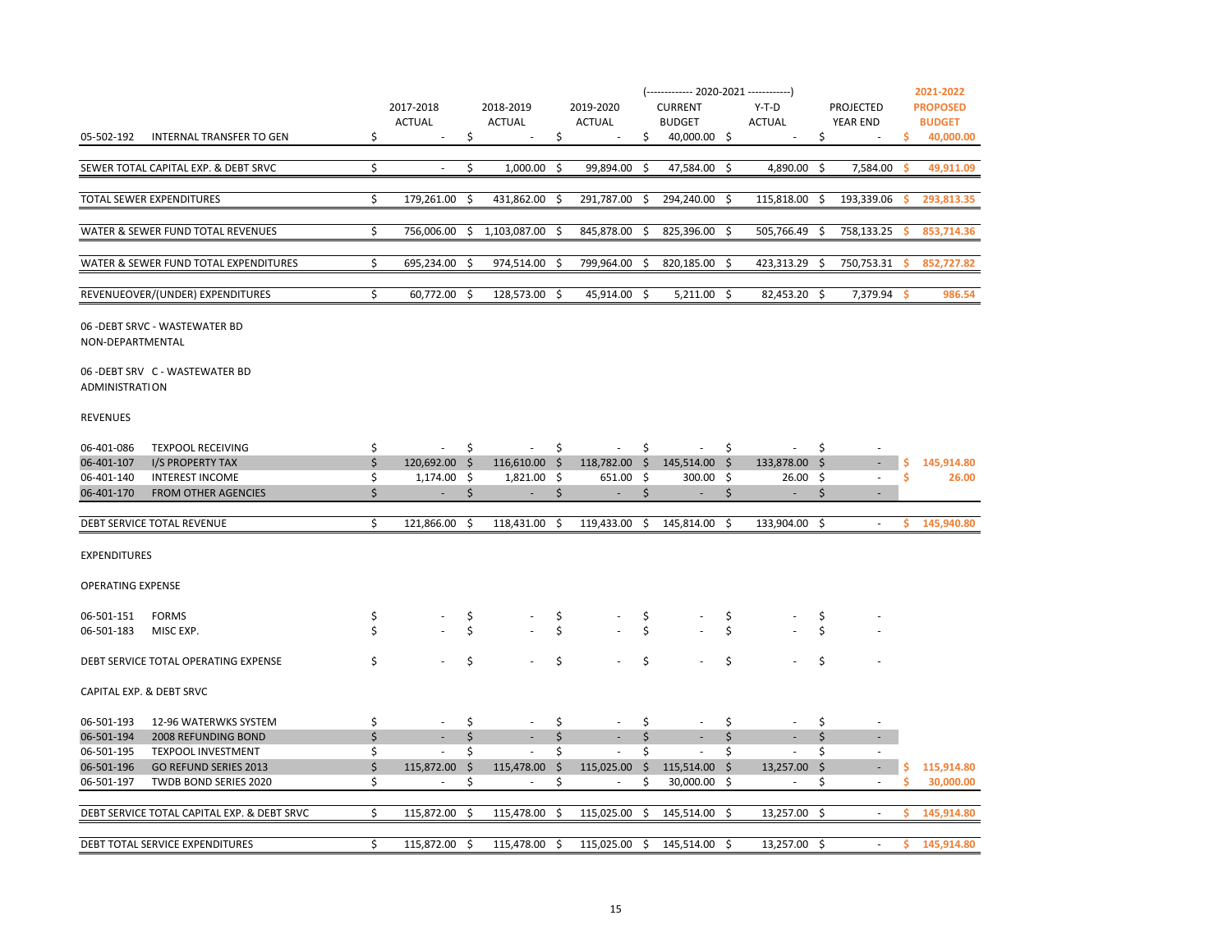| | | | | | (------------ 2020-2021 -----------) | | | 2021-2022 |
|---|---|---|---|---|---|---|---|---|
| | | 2017-2018 ACTUAL | 2018-2019 ACTUAL | 2019-2020 ACTUAL | CURRENT BUDGET | Y-T-D ACTUAL | PROJECTED YEAR END | PROPOSED BUDGET |
| 05-502-192 | INTERNAL TRANSFER TO GEN | $ - | $ - | $ - | $ 40,000.00 | $ - | $ - | $ 40,000.00 |
| SEWER TOTAL CAPITAL EXP. & DEBT SRVC | | $ - | $ 1,000.00 | $ 99,894.00 | $ 47,584.00 | $ 4,890.00 | $ 7,584.00 | $ 49,911.09 |
| TOTAL SEWER EXPENDITURES | | $ 179,261.00 | $ 431,862.00 | $ 291,787.00 | $ 294,240.00 | $ 115,818.00 | $ 193,339.06 | $ 293,813.35 |
| WATER & SEWER FUND TOTAL REVENUES | | $ 756,006.00 | $ 1,103,087.00 | $ 845,878.00 | $ 825,396.00 | $ 505,766.49 | $ 758,133.25 | $ 853,714.36 |
| WATER & SEWER FUND TOTAL EXPENDITURES | | $ 695,234.00 | $ 974,514.00 | $ 799,964.00 | $ 820,185.00 | $ 423,313.29 | $ 750,753.31 | $ 852,727.82 |
| REVENUEOVER/(UNDER) EXPENDITURES | | $ 60,772.00 | $ 128,573.00 | $ 45,914.00 | $ 5,211.00 | $ 82,453.20 | $ 7,379.94 | $ 986.54 |

06 -DEBT SRVC - WASTEWATER BD
NON-DEPARTMENTAL

06 -DEBT SRV C - WASTEWATER BD
ADMINISTRATION

REVENUES

| | | 2017-2018 ACTUAL | 2018-2019 ACTUAL | 2019-2020 ACTUAL | CURRENT BUDGET | Y-T-D ACTUAL | PROJECTED YEAR END | PROPOSED BUDGET |
|---|---|---|---|---|---|---|---|---|
| 06-401-086 | TEXPOOL RECEIVING | $ - | $ - | $ - | $ - | $ - | $ - | |
| 06-401-107 | I/S PROPERTY TAX | $ 120,692.00 | $ 116,610.00 | $ 118,782.00 | $ 145,514.00 | $ 133,878.00 | $ - | $ 145,914.80 |
| 06-401-140 | INTEREST INCOME | $ 1,174.00 | $ 1,821.00 | $ 651.00 | $ 300.00 | $ 26.00 | $ - | $ 26.00 |
| 06-401-170 | FROM OTHER AGENCIES | $ - | $ - | $ - | $ - | $ - | $ - | |
| DEBT SERVICE TOTAL REVENUE | | $ 121,866.00 | $ 118,431.00 | $ 119,433.00 | $ 145,814.00 | $ 133,904.00 | $ - | $ 145,940.80 |

EXPENDITURES

OPERATING EXPENSE

| | | 2017-2018 ACTUAL | 2018-2019 ACTUAL | 2019-2020 ACTUAL | CURRENT BUDGET | Y-T-D ACTUAL | PROJECTED YEAR END | PROPOSED BUDGET |
|---|---|---|---|---|---|---|---|---|
| 06-501-151 | FORMS | $ - | $ - | $ - | $ - | $ - | $ - | |
| 06-501-183 | MISC EXP. | $ - | $ - | $ - | $ - | $ - | $ - | |
| DEBT SERVICE TOTAL OPERATING EXPENSE | | $ - | $ - | $ - | $ - | $ - | $ - | |

CAPITAL EXP. & DEBT SRVC

| | | 2017-2018 ACTUAL | 2018-2019 ACTUAL | 2019-2020 ACTUAL | CURRENT BUDGET | Y-T-D ACTUAL | PROJECTED YEAR END | PROPOSED BUDGET |
|---|---|---|---|---|---|---|---|---|
| 06-501-193 | 12-96 WATERWKS SYSTEM | $ - | $ - | $ - | $ - | $ - | $ - | |
| 06-501-194 | 2008 REFUNDING BOND | $ - | $ - | $ - | $ - | $ - | $ - | |
| 06-501-195 | TEXPOOL INVESTMENT | $ - | $ - | $ - | $ - | $ - | $ - | |
| 06-501-196 | GO REFUND SERIES 2013 | $ 115,872.00 | $ 115,478.00 | $ 115,025.00 | $ 115,514.00 | $ 13,257.00 | $ - | $ 115,914.80 |
| 06-501-197 | TWDB BOND SERIES 2020 | $ - | $ - | $ - | $ 30,000.00 | $ - | $ - | $ 30,000.00 |
| DEBT SERVICE TOTAL CAPITAL EXP. & DEBT SRVC | | $ 115,872.00 | $ 115,478.00 | $ 115,025.00 | $ 145,514.00 | $ 13,257.00 | $ - | $ 145,914.80 |
| DEBT TOTAL SERVICE EXPENDITURES | | $ 115,872.00 | $ 115,478.00 | $ 115,025.00 | $ 145,514.00 | $ 13,257.00 | $ - | $ 145,914.80 |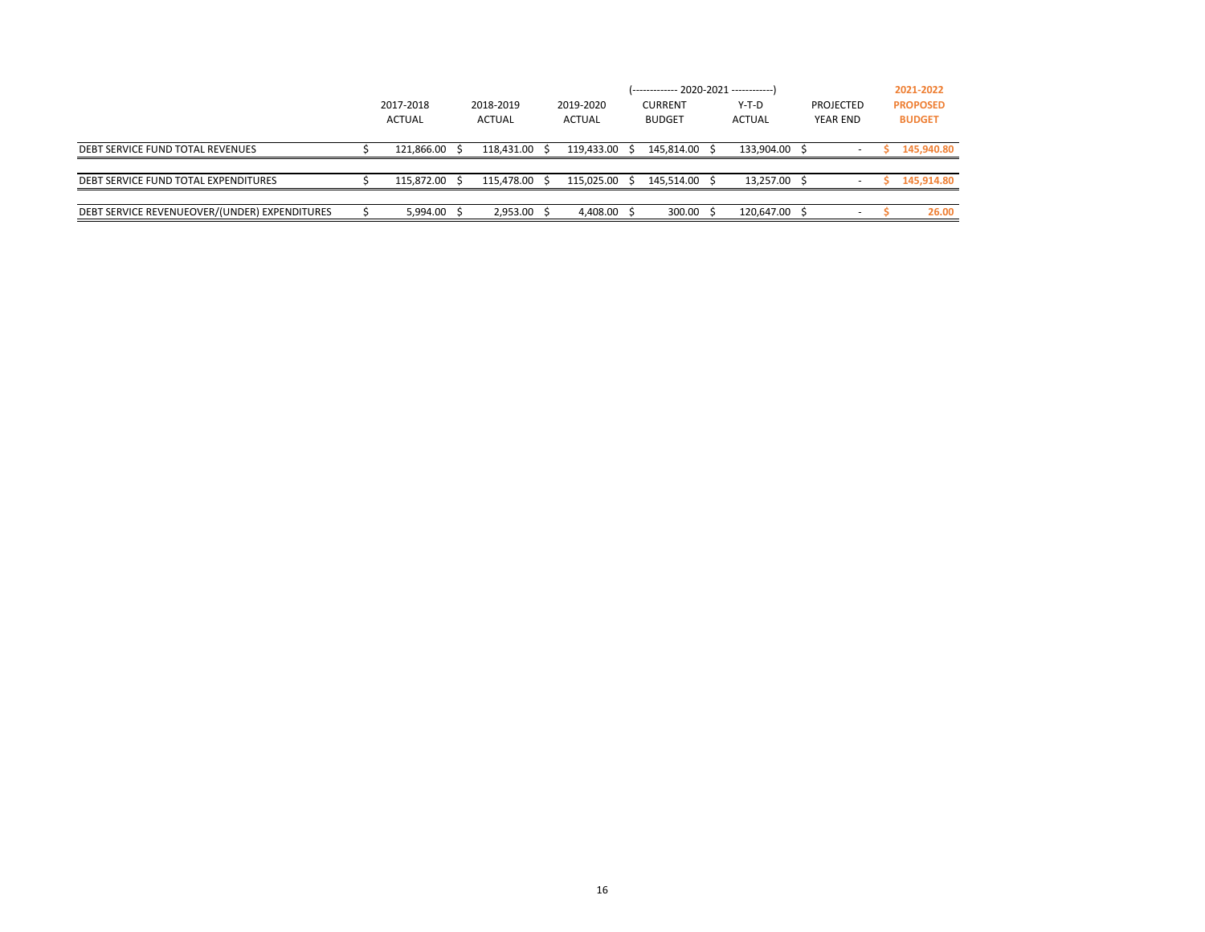| | 2017-2018 ACTUAL | 2018-2019 ACTUAL | 2019-2020 ACTUAL | (------------- 2020-2021 ------------) CURRENT BUDGET | Y-T-D ACTUAL | PROJECTED YEAR END | 2021-2022 PROPOSED BUDGET |
|---|---|---|---|---|---|---|---|
| DEBT SERVICE FUND TOTAL REVENUES | $ 121,866.00 | $ 118,431.00 | $ 119,433.00 | $ 145,814.00 | $ 133,904.00 | $ - | $ 145,940.80 |
| DEBT SERVICE FUND TOTAL EXPENDITURES | $ 115,872.00 | $ 115,478.00 | $ 115,025.00 | $ 145,514.00 | $ 13,257.00 | $ - | $ 145,914.80 |
| DEBT SERVICE REVENUEOVER/(UNDER) EXPENDITURES | $ 5,994.00 | $ 2,953.00 | $ 4,408.00 | $ 300.00 | $ 120,647.00 | $ - | $ 26.00 |